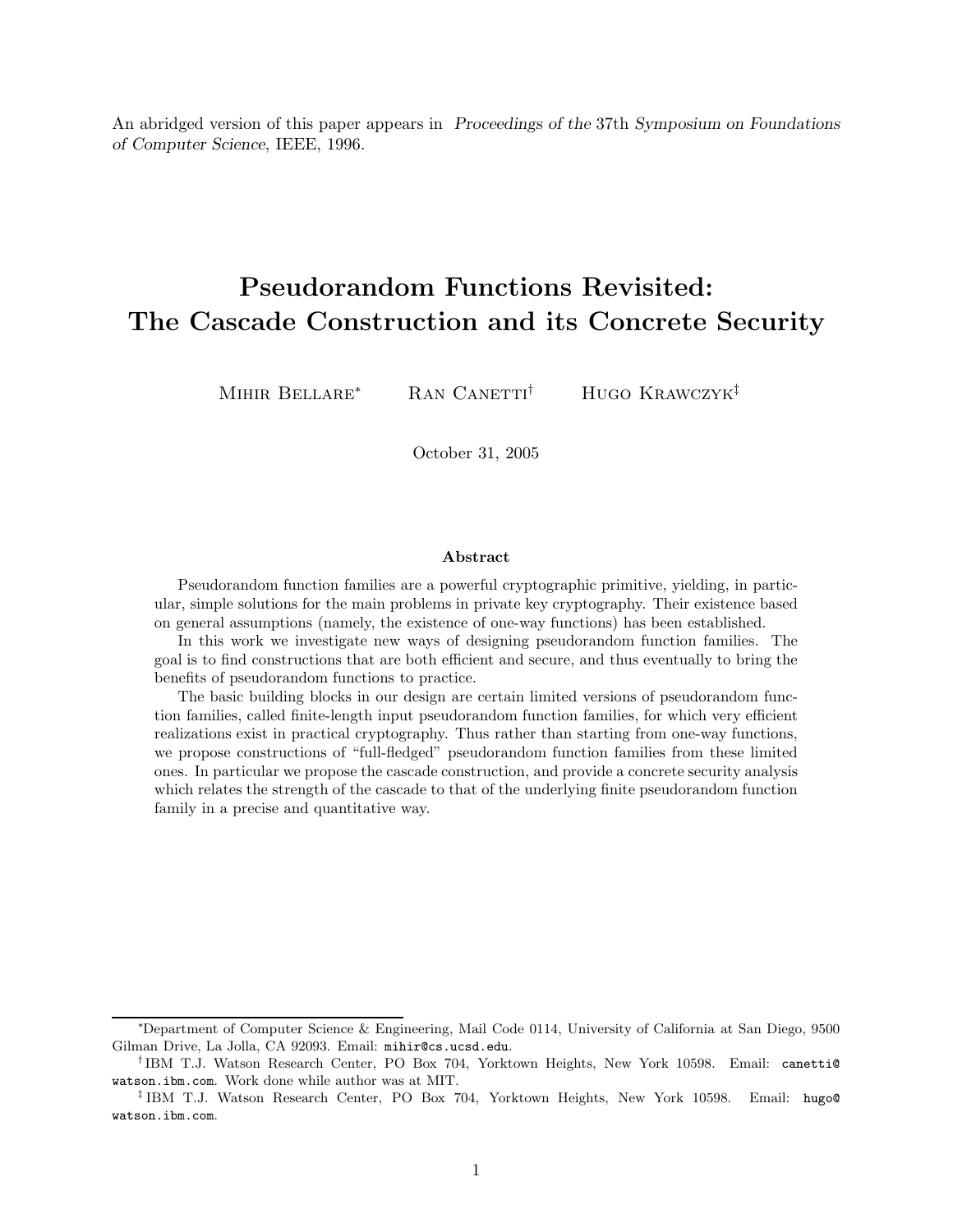An abridged version of this paper appears in *Proceedings of the* 37th *Symposium on Foundations of Computer Science*, IEEE, 1996.

# Pseudorandom Functions Revisited: The Cascade Construction and its Concrete Security

Mihir Bellare[*] Ran Canetti[†] Hugo Krawczyk[‡]

October 31, 2005

### Abstract

Pseudorandom function families are a powerful cryptographic primitive, yielding, in particular, simple solutions for the main problems in private key cryptography. Their existence based on general assumptions (namely, the existence of one-way functions) has been established.

In this work we investigate new ways of designing pseudorandom function families. The goal is to find constructions that are both efficient and secure, and thus eventually to bring the benefits of pseudorandom functions to practice.

The basic building blocks in our design are certain limited versions of pseudorandom function families, called finite-length input pseudorandom function families, for which very efficient realizations exist in practical cryptography. Thus rather than starting from one-way functions, we propose constructions of "full-fledged" pseudorandom function families from these limited ones. In particular we propose the cascade construction, and provide a concrete security analysis which relates the strength of the cascade to that of the underlying finite pseudorandom function family in a precise and quantitative way.

---

[*] Department of Computer Science & Engineering, Mail Code 0114, University of California at San Diego, 9500 Gilman Drive, La Jolla, CA 92093. Email: `mihir@cs.ucsd.edu`.

[†] IBM T.J. Watson Research Center, PO Box 704, Yorktown Heights, New York 10598. Email: `canetti@watson.ibm.com`. Work done while author was at MIT.

[‡] IBM T.J. Watson Research Center, PO Box 704, Yorktown Heights, New York 10598. Email: `hugo@watson.ibm.com`.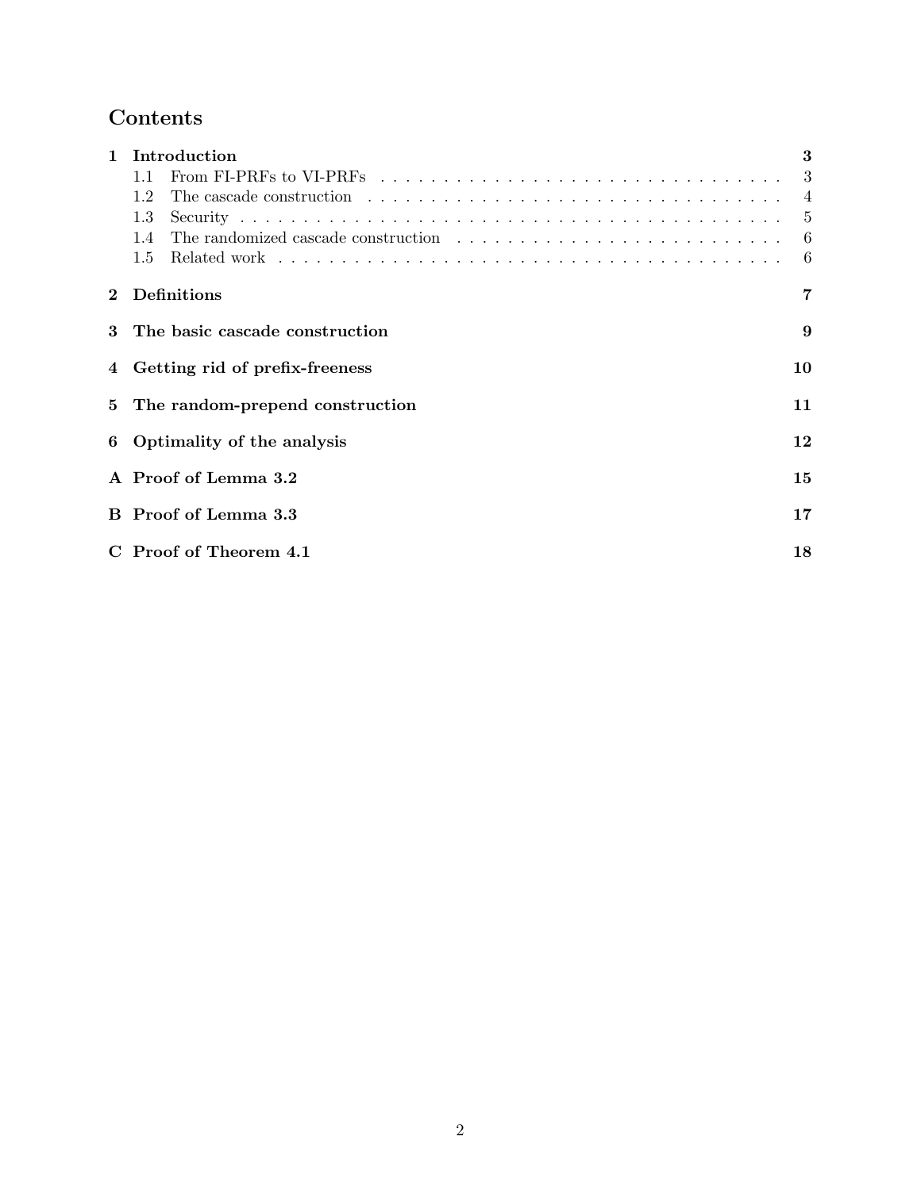# Contents

1 Introduction 3
  - 1.1 From FI-PRFs to VI-PRFs 3
  - 1.2 The cascade construction 4
  - 1.3 Security 5
  - 1.4 The randomized cascade construction 6
  - 1.5 Related work 6

2 Definitions 7

3 The basic cascade construction 9

4 Getting rid of prefix-freeness 10

5 The random-prepend construction 11

6 Optimality of the analysis 12

A Proof of Lemma 3.2 15

B Proof of Lemma 3.3 17

C Proof of Theorem 4.1 18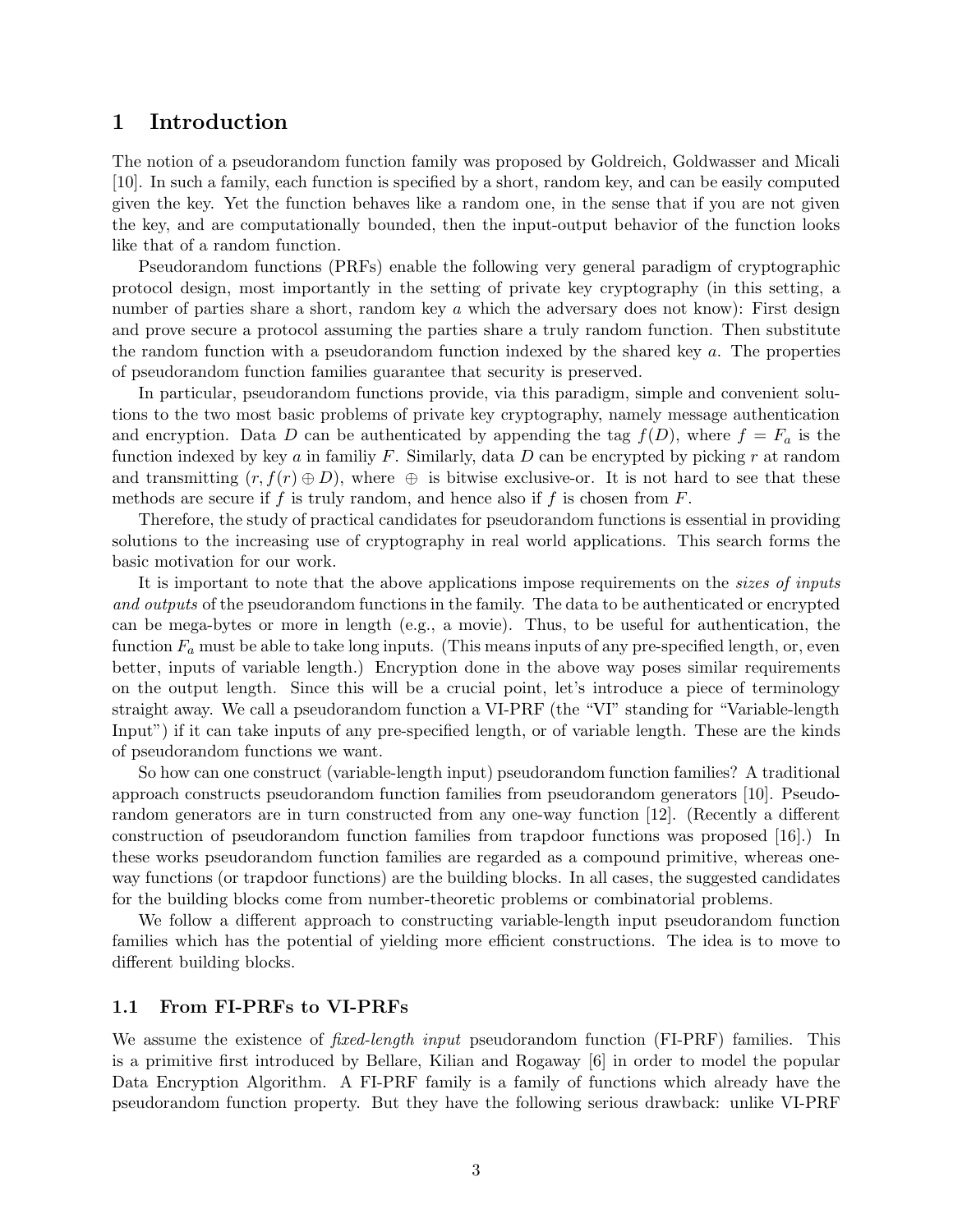# 1 Introduction

The notion of a pseudorandom function family was proposed by Goldreich, Goldwasser and Micali [10]. In such a family, each function is specified by a short, random key, and can be easily computed given the key. Yet the function behaves like a random one, in the sense that if you are not given the key, and are computationally bounded, then the input-output behavior of the function looks like that of a random function.

Pseudorandom functions (PRFs) enable the following very general paradigm of cryptographic protocol design, most importantly in the setting of private key cryptography (in this setting, a number of parties share a short, random key $a$ which the adversary does not know): First design and prove secure a protocol assuming the parties share a truly random function. Then substitute the random function with a pseudorandom function indexed by the shared key $a$. The properties of pseudorandom function families guarantee that security is preserved.

In particular, pseudorandom functions provide, via this paradigm, simple and convenient solutions to the two most basic problems of private key cryptography, namely message authentication and encryption. Data $D$ can be authenticated by appending the tag $f(D)$, where $f = F_a$ is the function indexed by key $a$ in familiy $F$. Similarly, data $D$ can be encrypted by picking $r$ at random and transmitting $(r, f(r) \oplus D)$, where $\oplus$ is bitwise exclusive-or. It is not hard to see that these methods are secure if $f$ is truly random, and hence also if $f$ is chosen from $F$.

Therefore, the study of practical candidates for pseudorandom functions is essential in providing solutions to the increasing use of cryptography in real world applications. This search forms the basic motivation for our work.

It is important to note that the above applications impose requirements on the *sizes of inputs and outputs* of the pseudorandom functions in the family. The data to be authenticated or encrypted can be mega-bytes or more in length (e.g., a movie). Thus, to be useful for authentication, the function $F_a$ must be able to take long inputs. (This means inputs of any pre-specified length, or, even better, inputs of variable length.) Encryption done in the above way poses similar requirements on the output length. Since this will be a crucial point, let's introduce a piece of terminology straight away. We call a pseudorandom function a VI-PRF (the "VI" standing for "Variable-length Input") if it can take inputs of any pre-specified length, or of variable length. These are the kinds of pseudorandom functions we want.

So how can one construct (variable-length input) pseudorandom function families? A traditional approach constructs pseudorandom function families from pseudorandom generators [10]. Pseudorandom generators are in turn constructed from any one-way function [12]. (Recently a different construction of pseudorandom function families from trapdoor functions was proposed [16].) In these works pseudorandom function families are regarded as a compound primitive, whereas one-way functions (or trapdoor functions) are the building blocks. In all cases, the suggested candidates for the building blocks come from number-theoretic problems or combinatorial problems.

We follow a different approach to constructing variable-length input pseudorandom function families which has the potential of yielding more efficient constructions. The idea is to move to different building blocks.

## 1.1 From FI-PRFs to VI-PRFs

We assume the existence of *fixed-length input* pseudorandom function (FI-PRF) families. This is a primitive first introduced by Bellare, Kilian and Rogaway [6] in order to model the popular Data Encryption Algorithm. A FI-PRF family is a family of functions which already have the pseudorandom function property. But they have the following serious drawback: unlike VI-PRF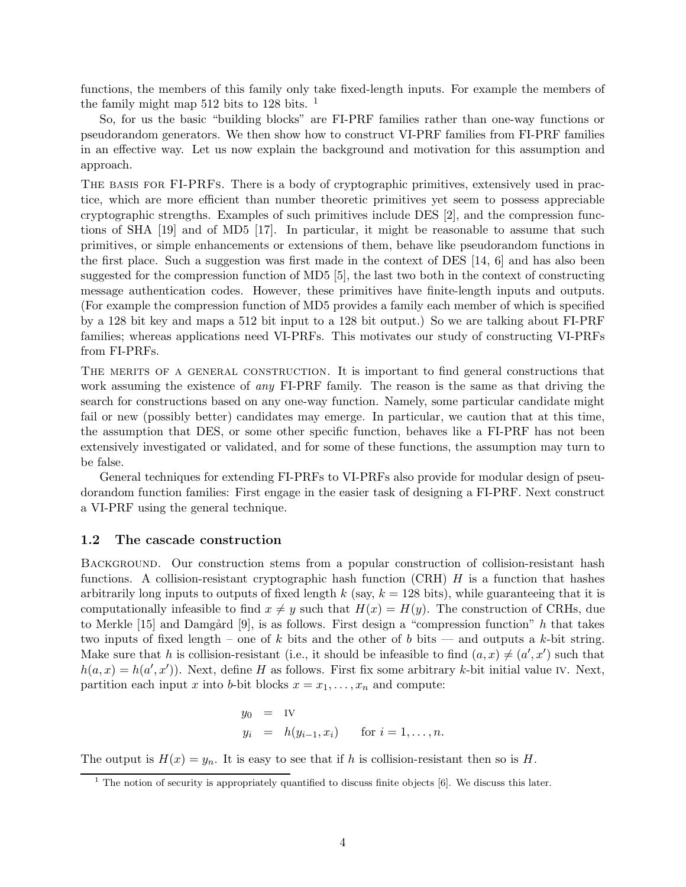functions, the members of this family only take fixed-length inputs. For example the members of the family might map 512 bits to 128 bits. [1]

So, for us the basic "building blocks" are FI-PRF families rather than one-way functions or pseudorandom generators. We then show how to construct VI-PRF families from FI-PRF families in an effective way. Let us now explain the background and motivation for this assumption and approach.

The basis for FI-PRFs. There is a body of cryptographic primitives, extensively used in practice, which are more efficient than number theoretic primitives yet seem to possess appreciable cryptographic strengths. Examples of such primitives include DES [2], and the compression functions of SHA [19] and of MD5 [17]. In particular, it might be reasonable to assume that such primitives, or simple enhancements or extensions of them, behave like pseudorandom functions in the first place. Such a suggestion was first made in the context of DES [14, 6] and has also been suggested for the compression function of MD5 [5], the last two both in the context of constructing message authentication codes. However, these primitives have finite-length inputs and outputs. (For example the compression function of MD5 provides a family each member of which is specified by a 128 bit key and maps a 512 bit input to a 128 bit output.) So we are talking about FI-PRF families; whereas applications need VI-PRFs. This motivates our study of constructing VI-PRFs from FI-PRFs.

The merits of a general construction. It is important to find general constructions that work assuming the existence of *any* FI-PRF family. The reason is the same as that driving the search for constructions based on any one-way function. Namely, some particular candidate might fail or new (possibly better) candidates may emerge. In particular, we caution that at this time, the assumption that DES, or some other specific function, behaves like a FI-PRF has not been extensively investigated or validated, and for some of these functions, the assumption may turn to be false.

General techniques for extending FI-PRFs to VI-PRFs also provide for modular design of pseudorandom function families: First engage in the easier task of designing a FI-PRF. Next construct a VI-PRF using the general technique.

### 1.2 The cascade construction

Background. Our construction stems from a popular construction of collision-resistant hash functions. A collision-resistant cryptographic hash function (CRH) $H$ is a function that hashes arbitrarily long inputs to outputs of fixed length $k$ (say, $k = 128$ bits), while guaranteeing that it is computationally infeasible to find $x \neq y$ such that $H(x) = H(y)$. The construction of CRHs, due to Merkle [15] and Damgård [9], is as follows. First design a "compression function" $h$ that takes two inputs of fixed length – one of $k$ bits and the other of $b$ bits — and outputs a $k$-bit string. Make sure that $h$ is collision-resistant (i.e., it should be infeasible to find $(a, x) \neq (a', x')$ such that $h(a, x) = h(a', x')$). Next, define $H$ as follows. First fix some arbitrary $k$-bit initial value IV. Next, partition each input $x$ into $b$-bit blocks $x = x_1, \ldots, x_n$ and compute:

$$
\begin{aligned}
y_0 &= \text{IV} \\
y_i &= h(y_{i-1}, x_i) \qquad \text{for } i = 1, \ldots, n.
\end{aligned}
$$

The output is $H(x) = y_n$. It is easy to see that if $h$ is collision-resistant then so is $H$.

[1] The notion of security is appropriately quantified to discuss finite objects [6]. We discuss this later.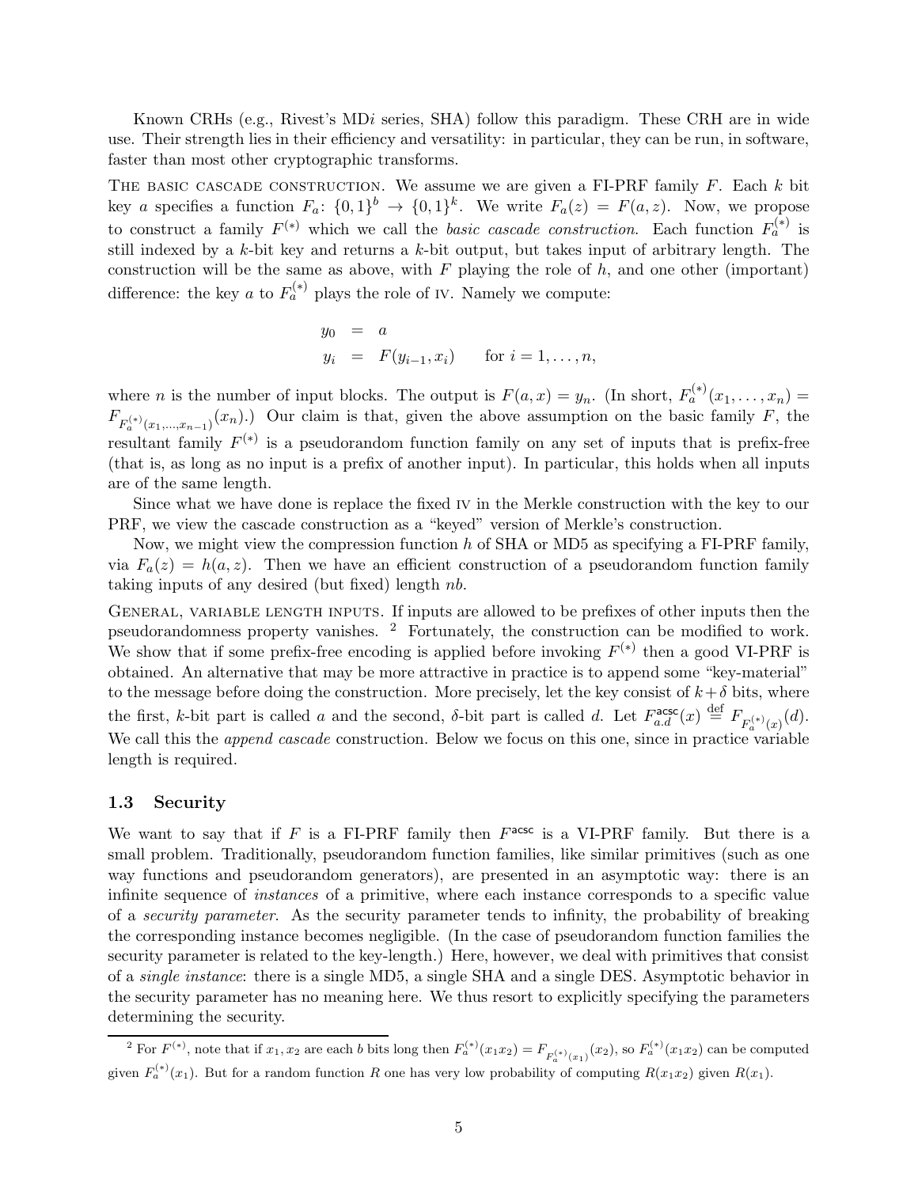Known CRHs (e.g., Rivest's MD$i$ series, SHA) follow this paradigm. These CRH are in wide use. Their strength lies in their efficiency and versatility: in particular, they can be run, in software, faster than most other cryptographic transforms.

THE BASIC CASCADE CONSTRUCTION. We assume we are given a FI-PRF family $F$. Each $k$ bit key $a$ specifies a function $F_a\colon \{0,1\}^b \to \{0,1\}^k$. We write $F_a(z) = F(a,z)$. Now, we propose to construct a family $F^{(*)}$ which we call the *basic cascade construction*. Each function $F_a^{(*)}$ is still indexed by a $k$-bit key and returns a $k$-bit output, but takes input of arbitrary length. The construction will be the same as above, with $F$ playing the role of $h$, and one other (important) difference: the key $a$ to $F_a^{(*)}$ plays the role of IV. Namely we compute:

$$
\begin{aligned}
y_0 &= a \\
y_i &= F(y_{i-1}, x_i) \qquad \text{for } i = 1, \ldots, n,
\end{aligned}
$$

where $n$ is the number of input blocks. The output is $F(a,x) = y_n$. (In short, $F_a^{(*)}(x_1, \ldots, x_n) = F_{F_a^{(*)}(x_1,\ldots,x_{n-1})}(x_n)$.) Our claim is that, given the above assumption on the basic family $F$, the resultant family $F^{(*)}$ is a pseudorandom function family on any set of inputs that is prefix-free (that is, as long as no input is a prefix of another input). In particular, this holds when all inputs are of the same length.

Since what we have done is replace the fixed IV in the Merkle construction with the key to our PRF, we view the cascade construction as a "keyed" version of Merkle's construction.

Now, we might view the compression function $h$ of SHA or MD5 as specifying a FI-PRF family, via $F_a(z) = h(a,z)$. Then we have an efficient construction of a pseudorandom function family taking inputs of any desired (but fixed) length $nb$.

GENERAL, VARIABLE LENGTH INPUTS. If inputs are allowed to be prefixes of other inputs then the pseudorandomness property vanishes. [2] Fortunately, the construction can be modified to work. We show that if some prefix-free encoding is applied before invoking $F^{(*)}$ then a good VI-PRF is obtained. An alternative that may be more attractive in practice is to append some "key-material" to the message before doing the construction. More precisely, let the key consist of $k+\delta$ bits, where the first, $k$-bit part is called $a$ and the second, $\delta$-bit part is called $d$. Let $F_{a.d}^{\mathsf{acsc}}(x) \stackrel{\text{def}}{=} F_{F_a^{(*)}(x)}(d)$. We call this the *append cascade* construction. Below we focus on this one, since in practice variable length is required.

## 1.3 Security

We want to say that if $F$ is a FI-PRF family then $F^{\mathsf{acsc}}$ is a VI-PRF family. But there is a small problem. Traditionally, pseudorandom function families, like similar primitives (such as one way functions and pseudorandom generators), are presented in an asymptotic way: there is an infinite sequence of *instances* of a primitive, where each instance corresponds to a specific value of a *security parameter*. As the security parameter tends to infinity, the probability of breaking the corresponding instance becomes negligible. (In the case of pseudorandom function families the security parameter is related to the key-length.) Here, however, we deal with primitives that consist of a *single instance*: there is a single MD5, a single SHA and a single DES. Asymptotic behavior in the security parameter has no meaning here. We thus resort to explicitly specifying the parameters determining the security.

---

[2] For $F^{(*)}$, note that if $x_1, x_2$ are each $b$ bits long then $F_a^{(*)}(x_1x_2) = F_{F_a^{(*)}(x_1)}(x_2)$, so $F_a^{(*)}(x_1x_2)$ can be computed given $F_a^{(*)}(x_1)$. But for a random function $R$ one has very low probability of computing $R(x_1x_2)$ given $R(x_1)$.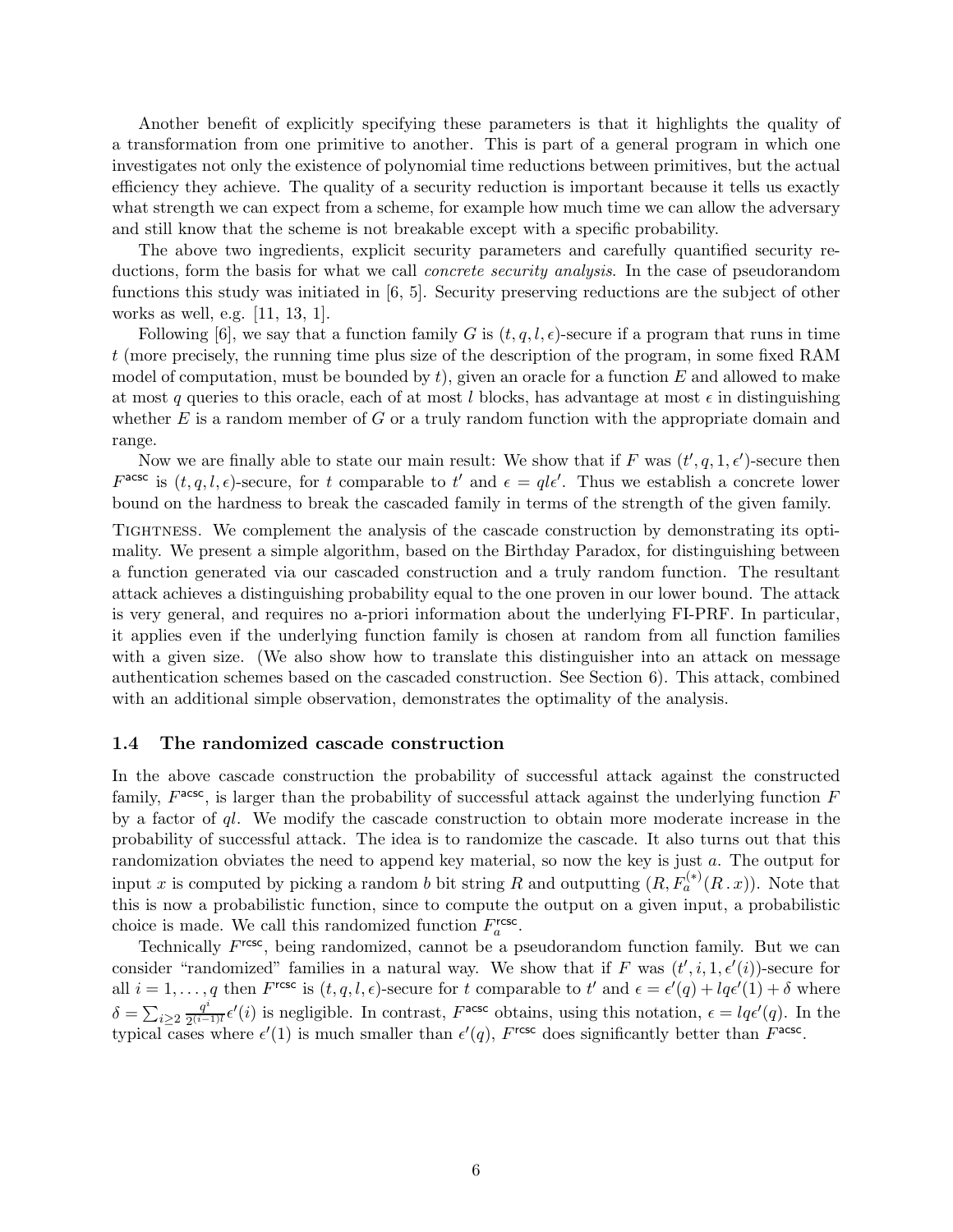Another benefit of explicitly specifying these parameters is that it highlights the quality of a transformation from one primitive to another. This is part of a general program in which one investigates not only the existence of polynomial time reductions between primitives, but the actual efficiency they achieve. The quality of a security reduction is important because it tells us exactly what strength we can expect from a scheme, for example how much time we can allow the adversary and still know that the scheme is not breakable except with a specific probability.

The above two ingredients, explicit security parameters and carefully quantified security reductions, form the basis for what we call *concrete security analysis*. In the case of pseudorandom functions this study was initiated in [6, 5]. Security preserving reductions are the subject of other works as well, e.g. [11, 13, 1].

Following [6], we say that a function family $G$ is $(t, q, l, \epsilon)$-secure if a program that runs in time $t$ (more precisely, the running time plus size of the description of the program, in some fixed RAM model of computation, must be bounded by $t$), given an oracle for a function $E$ and allowed to make at most $q$ queries to this oracle, each of at most $l$ blocks, has advantage at most $\epsilon$ in distinguishing whether $E$ is a random member of $G$ or a truly random function with the appropriate domain and range.

Now we are finally able to state our main result: We show that if $F$ was $(t', q, 1, \epsilon')$-secure then $F^{\mathsf{acsc}}$ is $(t, q, l, \epsilon)$-secure, for $t$ comparable to $t'$ and $\epsilon = ql\epsilon'$. Thus we establish a concrete lower bound on the hardness to break the cascaded family in terms of the strength of the given family.

Tightness. We complement the analysis of the cascade construction by demonstrating its optimality. We present a simple algorithm, based on the Birthday Paradox, for distinguishing between a function generated via our cascaded construction and a truly random function. The resultant attack achieves a distinguishing probability equal to the one proven in our lower bound. The attack is very general, and requires no a-priori information about the underlying FI-PRF. In particular, it applies even if the underlying function family is chosen at random from all function families with a given size. (We also show how to translate this distinguisher into an attack on message authentication schemes based on the cascaded construction. See Section 6). This attack, combined with an additional simple observation, demonstrates the optimality of the analysis.

### 1.4 The randomized cascade construction

In the above cascade construction the probability of successful attack against the constructed family, $F^{\mathsf{acsc}}$, is larger than the probability of successful attack against the underlying function $F$ by a factor of $ql$. We modify the cascade construction to obtain more moderate increase in the probability of successful attack. The idea is to randomize the cascade. It also turns out that this randomization obviates the need to append key material, so now the key is just $a$. The output for input $x$ is computed by picking a random $b$ bit string $R$ and outputting $(R, F_a^{(*)}(R \,.\, x))$. Note that this is now a probabilistic function, since to compute the output on a given input, a probabilistic choice is made. We call this randomized function $F_a^{\mathsf{rcsc}}$.

Technically $F^{\mathsf{rcsc}}$, being randomized, cannot be a pseudorandom function family. But we can consider "randomized" families in a natural way. We show that if $F$ was $(t', i, 1, \epsilon'(i))$-secure for all $i = 1, \ldots, q$ then $F^{\mathsf{rcsc}}$ is $(t, q, l, \epsilon)$-secure for $t$ comparable to $t'$ and $\epsilon = \epsilon'(q) + lq\epsilon'(1) + \delta$ where $\delta = \sum_{i \geq 2} \frac{q^i}{2^{(i-1)l}} \epsilon'(i)$ is negligible. In contrast, $F^{\mathsf{acsc}}$ obtains, using this notation, $\epsilon = lq\epsilon'(q)$. In the typical cases where $\epsilon'(1)$ is much smaller than $\epsilon'(q)$, $F^{\mathsf{rcsc}}$ does significantly better than $F^{\mathsf{acsc}}$.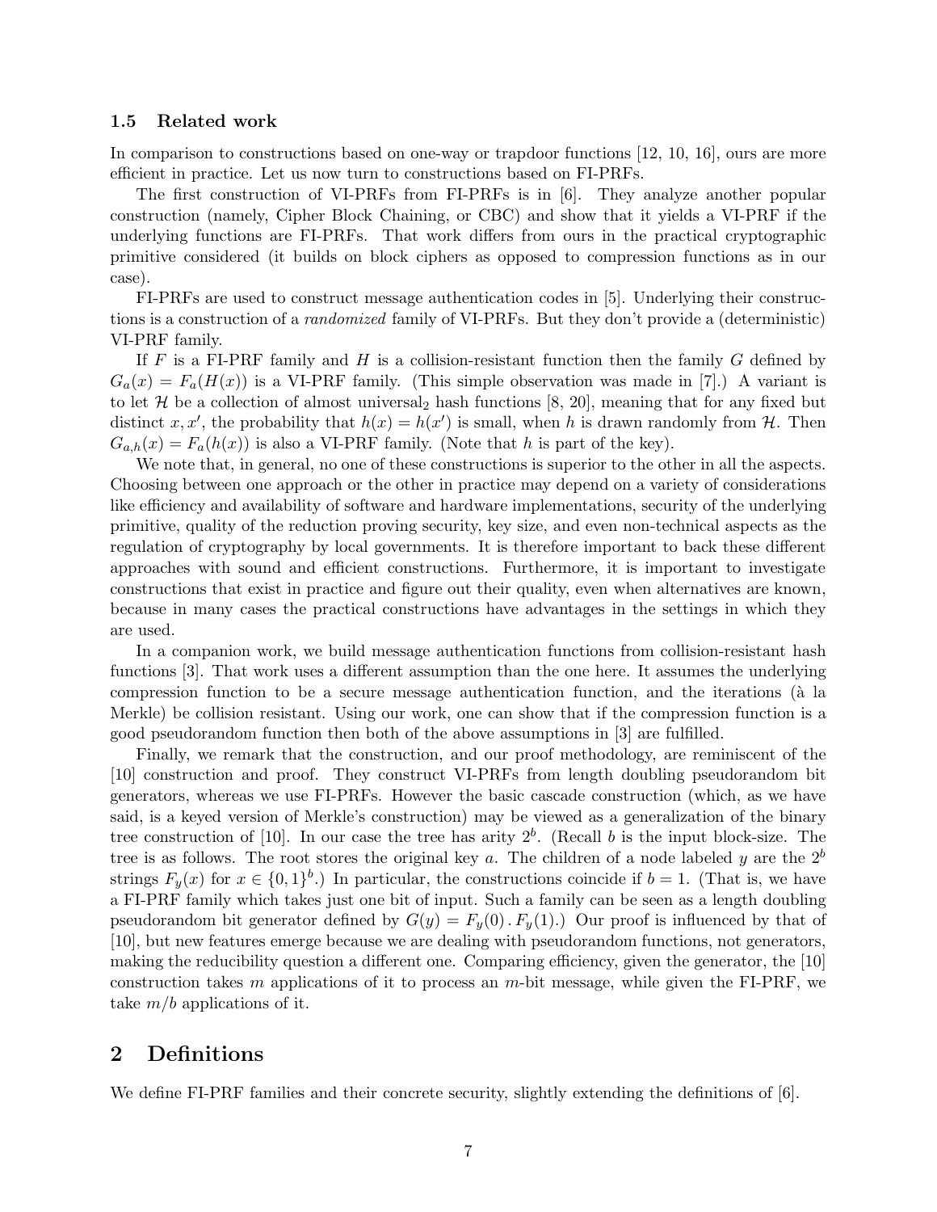### 1.5 Related work

In comparison to constructions based on one-way or trapdoor functions [12, 10, 16], ours are more efficient in practice. Let us now turn to constructions based on FI-PRFs.

The first construction of VI-PRFs from FI-PRFs is in [6]. They analyze another popular construction (namely, Cipher Block Chaining, or CBC) and show that it yields a VI-PRF if the underlying functions are FI-PRFs. That work differs from ours in the practical cryptographic primitive considered (it builds on block ciphers as opposed to compression functions as in our case).

FI-PRFs are used to construct message authentication codes in [5]. Underlying their constructions is a construction of a *randomized* family of VI-PRFs. But they don't provide a (deterministic) VI-PRF family.

If $F$ is a FI-PRF family and $H$ is a collision-resistant function then the family $G$ defined by $G_a(x) = F_a(H(x))$ is a VI-PRF family. (This simple observation was made in [7].) A variant is to let $\mathcal{H}$ be a collection of almost universal$_2$ hash functions [8, 20], meaning that for any fixed but distinct $x, x'$, the probability that $h(x) = h(x')$ is small, when $h$ is drawn randomly from $\mathcal{H}$. Then $G_{a,h}(x) = F_a(h(x))$ is also a VI-PRF family. (Note that $h$ is part of the key).

We note that, in general, no one of these constructions is superior to the other in all the aspects. Choosing between one approach or the other in practice may depend on a variety of considerations like efficiency and availability of software and hardware implementations, security of the underlying primitive, quality of the reduction proving security, key size, and even non-technical aspects as the regulation of cryptography by local governments. It is therefore important to back these different approaches with sound and efficient constructions. Furthermore, it is important to investigate constructions that exist in practice and figure out their quality, even when alternatives are known, because in many cases the practical constructions have advantages in the settings in which they are used.

In a companion work, we build message authentication functions from collision-resistant hash functions [3]. That work uses a different assumption than the one here. It assumes the underlying compression function to be a secure message authentication function, and the iterations (à la Merkle) be collision resistant. Using our work, one can show that if the compression function is a good pseudorandom function then both of the above assumptions in [3] are fulfilled.

Finally, we remark that the construction, and our proof methodology, are reminiscent of the [10] construction and proof. They construct VI-PRFs from length doubling pseudorandom bit generators, whereas we use FI-PRFs. However the basic cascade construction (which, as we have said, is a keyed version of Merkle's construction) may be viewed as a generalization of the binary tree construction of [10]. In our case the tree has arity $2^b$. (Recall $b$ is the input block-size. The tree is as follows. The root stores the original key $a$. The children of a node labeled $y$ are the $2^b$ strings $F_y(x)$ for $x \in \{0,1\}^b$.) In particular, the constructions coincide if $b = 1$. (That is, we have a FI-PRF family which takes just one bit of input. Such a family can be seen as a length doubling pseudorandom bit generator defined by $G(y) = F_y(0) \,.\, F_y(1)$.) Our proof is influenced by that of [10], but new features emerge because we are dealing with pseudorandom functions, not generators, making the reducibility question a different one. Comparing efficiency, given the generator, the [10] construction takes $m$ applications of it to process an $m$-bit message, while given the FI-PRF, we take $m/b$ applications of it.

## 2 Definitions

We define FI-PRF families and their concrete security, slightly extending the definitions of [6].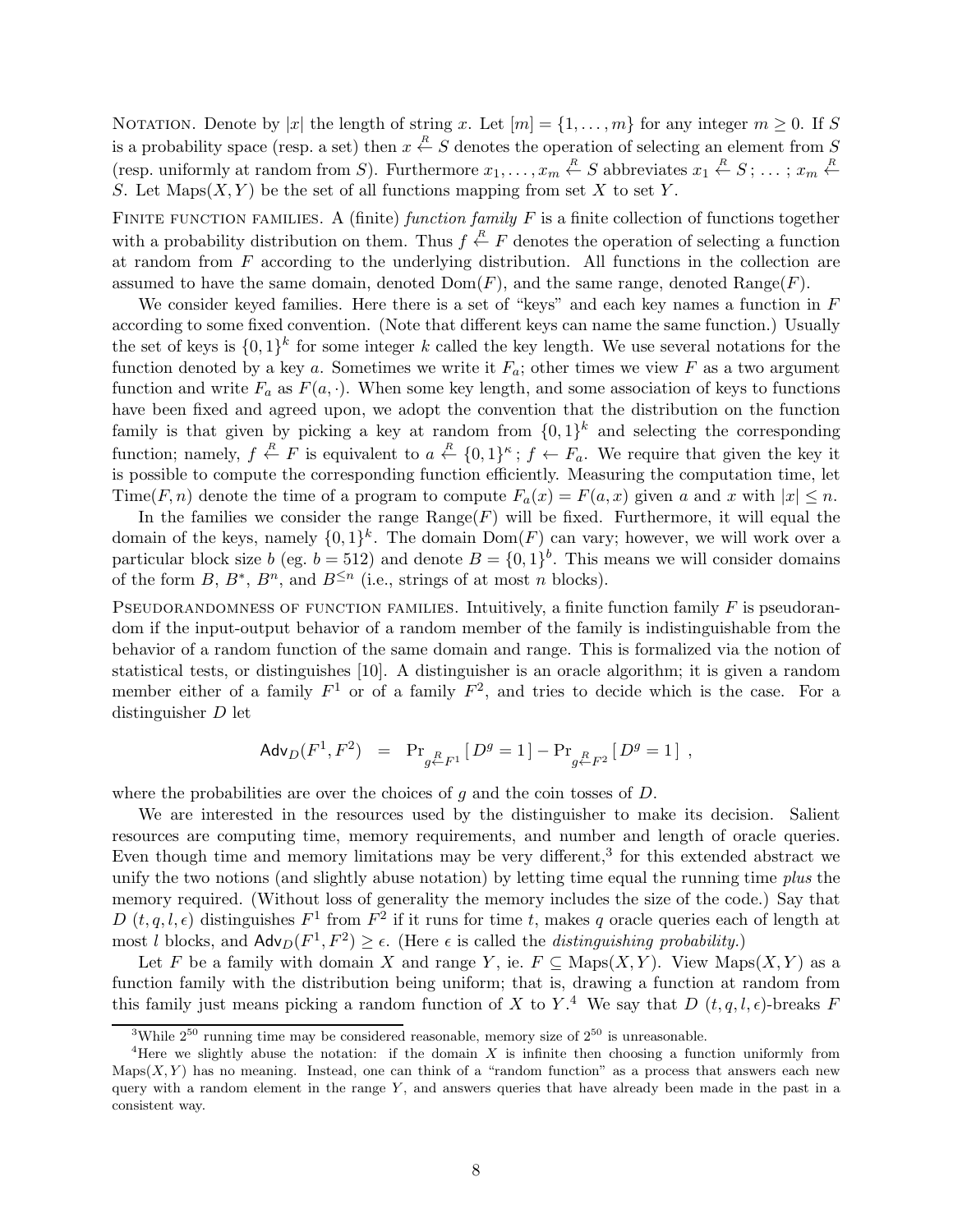**Notation.** Denote by $|x|$ the length of string $x$. Let $[m] = \{1, \ldots, m\}$ for any integer $m \geq 0$. If $S$ is a probability space (resp. a set) then $x \stackrel{R}{\leftarrow} S$ denotes the operation of selecting an element from $S$ (resp. uniformly at random from $S$). Furthermore $x_1, \ldots, x_m \stackrel{R}{\leftarrow} S$ abbreviates $x_1 \stackrel{R}{\leftarrow} S\,;\, \ldots\,;\, x_m \stackrel{R}{\leftarrow} S$. Let $\mathrm{Maps}(X, Y)$ be the set of all functions mapping from set $X$ to set $Y$.

**Finite function families.** A (finite) *function family* $F$ is a finite collection of functions together with a probability distribution on them. Thus $f \stackrel{R}{\leftarrow} F$ denotes the operation of selecting a function at random from $F$ according to the underlying distribution. All functions in the collection are assumed to have the same domain, denoted $\mathrm{Dom}(F)$, and the same range, denoted $\mathrm{Range}(F)$.

We consider keyed families. Here there is a set of "keys" and each key names a function in $F$ according to some fixed convention. (Note that different keys can name the same function.) Usually the set of keys is $\{0,1\}^k$ for some integer $k$ called the key length. We use several notations for the function denoted by a key $a$. Sometimes we write it $F_a$; other times we view $F$ as a two argument function and write $F_a$ as $F(a, \cdot)$. When some key length, and some association of keys to functions have been fixed and agreed upon, we adopt the convention that the distribution on the function family is that given by picking a key at random from $\{0,1\}^k$ and selecting the corresponding function; namely, $f \stackrel{R}{\leftarrow} F$ is equivalent to $a \stackrel{R}{\leftarrow} \{0,1\}^\kappa\,;\, f \leftarrow F_a$. We require that given the key it is possible to compute the corresponding function efficiently. Measuring the computation time, let $\mathrm{Time}(F, n)$ denote the time of a program to compute $F_a(x) = F(a, x)$ given $a$ and $x$ with $|x| \leq n$.

In the families we consider the range $\mathrm{Range}(F)$ will be fixed. Furthermore, it will equal the domain of the keys, namely $\{0,1\}^k$. The domain $\mathrm{Dom}(F)$ can vary; however, we will work over a particular block size $b$ (eg. $b = 512$) and denote $B = \{0,1\}^b$. This means we will consider domains of the form $B$, $B^*$, $B^n$, and $B^{\leq n}$ (i.e., strings of at most $n$ blocks).

**Pseudorandomness of function families.** Intuitively, a finite function family $F$ is pseudorandom if the input-output behavior of a random member of the family is indistinguishable from the behavior of a random function of the same domain and range. This is formalized via the notion of statistical tests, or distinguishes [10]. A distinguisher is an oracle algorithm; it is given a random member either of a family $F^1$ or of a family $F^2$, and tries to decide which is the case. For a distinguisher $D$ let

$$\mathsf{Adv}_D(F^1, F^2) \;=\; \Pr_{g \stackrel{R}{\leftarrow} F^1}\left[\, D^g = 1\,\right] - \Pr_{g \stackrel{R}{\leftarrow} F^2}\left[\, D^g = 1\,\right]\ ,$$

where the probabilities are over the choices of $g$ and the coin tosses of $D$.

We are interested in the resources used by the distinguisher to make its decision. Salient resources are computing time, memory requirements, and number and length of oracle queries. Even though time and memory limitations may be very different,[3] for this extended abstract we unify the two notions (and slightly abuse notation) by letting time equal the running time *plus* the memory required. (Without loss of generality the memory includes the size of the code.) Say that $D$ $(t, q, l, \epsilon)$ distinguishes $F^1$ from $F^2$ if it runs for time $t$, makes $q$ oracle queries each of length at most $l$ blocks, and $\mathsf{Adv}_D(F^1, F^2) \geq \epsilon$. (Here $\epsilon$ is called the *distinguishing probability*.)

Let $F$ be a family with domain $X$ and range $Y$, ie. $F \subseteq \mathrm{Maps}(X, Y)$. View $\mathrm{Maps}(X, Y)$ as a function family with the distribution being uniform; that is, drawing a function at random from this family just means picking a random function of $X$ to $Y$.[4] We say that $D$ $(t, q, l, \epsilon)$-breaks $F$

[3] While $2^{50}$ running time may be considered reasonable, memory size of $2^{50}$ is unreasonable.

[4] Here we slightly abuse the notation: if the domain $X$ is infinite then choosing a function uniformly from $\mathrm{Maps}(X, Y)$ has no meaning. Instead, one can think of a "random function" as a process that answers each new query with a random element in the range $Y$, and answers queries that have already been made in the past in a consistent way.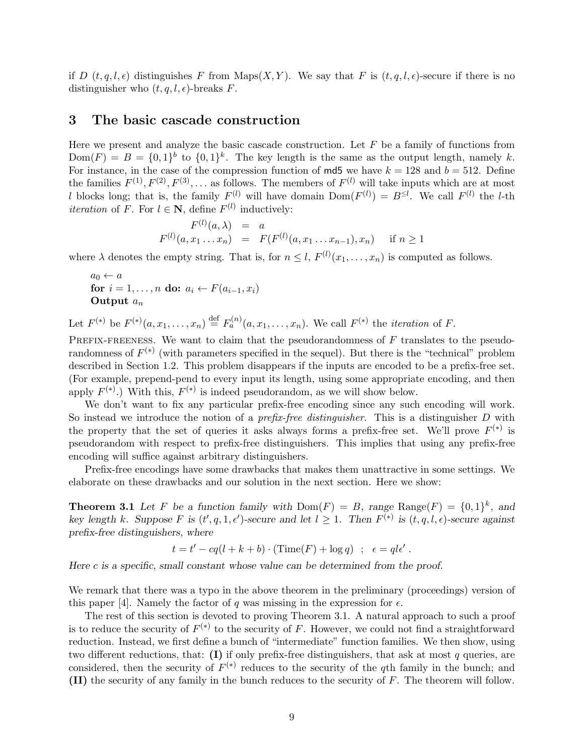if $D$ $(t, q, l, \epsilon)$ distinguishes $F$ from $\text{Maps}(X, Y)$. We say that $F$ is $(t, q, l, \epsilon)$-secure if there is no distinguisher who $(t, q, l, \epsilon)$-breaks $F$.

## 3 The basic cascade construction

Here we present and analyze the basic cascade construction. Let $F$ be a family of functions from $\text{Dom}(F) = B = \{0,1\}^b$ to $\{0,1\}^k$. The key length is the same as the output length, namely $k$. For instance, in the case of the compression function of md5 we have $k = 128$ and $b = 512$. Define the families $F^{(1)}, F^{(2)}, F^{(3)}, \ldots$ as follows. The members of $F^{(l)}$ will take inputs which are at most $l$ blocks long; that is, the family $F^{(l)}$ will have domain $\text{Dom}(F^{(l)}) = B^{\leq l}$. We call $F^{(l)}$ the $l$-th *iteration* of $F$. For $l \in \mathbf{N}$, define $F^{(l)}$ inductively:

$$
\begin{aligned}
F^{(l)}(a, \lambda) &= a \\
F^{(l)}(a, x_1 \ldots x_n) &= F(F^{(l)}(a, x_1 \ldots x_{n-1}), x_n) \quad \text{if } n \geq 1
\end{aligned}
$$

where $\lambda$ denotes the empty string. That is, for $n \leq l$, $F^{(l)}(x_1, \ldots, x_n)$ is computed as follows.

$a_0 \leftarrow a$
**for** $i = 1, \ldots, n$ **do:** $a_i \leftarrow F(a_{i-1}, x_i)$
**Output** $a_n$

Let $F^{(*)}$ be $F^{(*)}(a, x_1, \ldots, x_n) \stackrel{\text{def}}{=} F_a^{(n)}(a, x_1, \ldots, x_n)$. We call $F^{(*)}$ the *iteration* of $F$.

Prefix-freeness. We want to claim that the pseudorandomness of $F$ translates to the pseudorandomness of $F^{(*)}$ (with parameters specified in the sequel). But there is the "technical" problem described in Section 1.2. This problem disappears if the inputs are encoded to be a prefix-free set. (For example, prepend-pend to every input its length, using some appropriate encoding, and then apply $F^{(*)}$.) With this, $F^{(*)}$ is indeed pseudorandom, as we will show below.

We don't want to fix any particular prefix-free encoding since any such encoding will work. So instead we introduce the notion of a *prefix-free distinguisher*. This is a distinguisher $D$ with the property that the set of queries it asks always forms a prefix-free set. We'll prove $F^{(*)}$ is pseudorandom with respect to prefix-free distinguishers. This implies that using any prefix-free encoding will suffice against arbitrary distinguishers.

Prefix-free encodings have some drawbacks that makes them unattractive in some settings. We elaborate on these drawbacks and our solution in the next section. Here we show:

**Theorem 3.1** *Let $F$ be a function family with $\text{Dom}(F) = B$, range $\text{Range}(F) = \{0,1\}^k$, and key length $k$. Suppose $F$ is $(t', q, 1, \epsilon')$-secure and let $l \geq 1$. Then $F^{(*)}$ is $(t, q, l, \epsilon)$-secure against prefix-free distinguishers, where*

$$
t = t' - cq(l + k + b) \cdot (\text{Time}(F) + \log q) \quad ; \quad \epsilon = ql\epsilon' \ .
$$

*Here $c$ is a specific, small constant whose value can be determined from the proof.*

We remark that there was a typo in the above theorem in the preliminary (proceedings) version of this paper [4]. Namely the factor of $q$ was missing in the expression for $\epsilon$.

The rest of this section is devoted to proving Theorem 3.1. A natural approach to such a proof is to reduce the security of $F^{(*)}$ to the security of $F$. However, we could not find a straightforward reduction. Instead, we first define a bunch of "intermediate" function families. We then show, using two different reductions, that: **(I)** if only prefix-free distinguishers, that ask at most $q$ queries, are considered, then the security of $F^{(*)}$ reduces to the security of the $q$th family in the bunch; and **(II)** the security of any family in the bunch reduces to the security of $F$. The theorem will follow.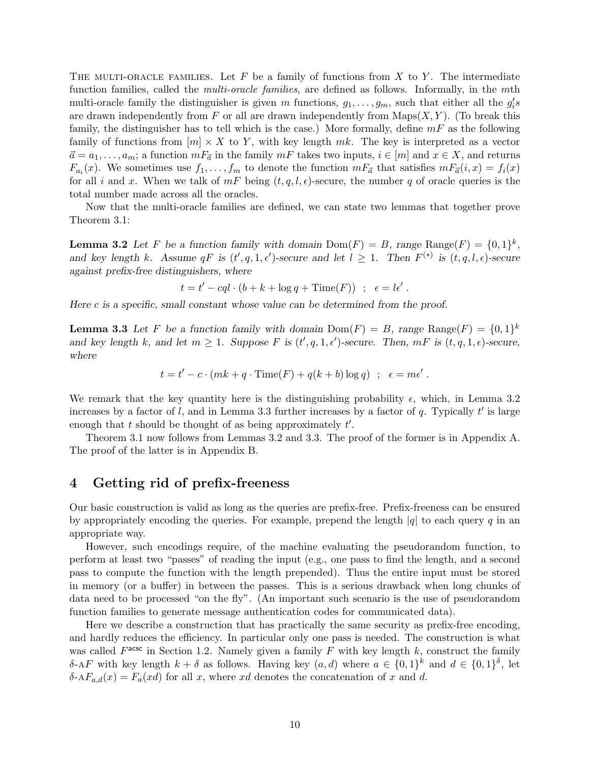THE MULTI-ORACLE FAMILIES. Let $F$ be a family of functions from $X$ to $Y$. The intermediate function families, called the *multi-oracle families*, are defined as follows. Informally, in the $m$th multi-oracle family the distinguisher is given $m$ functions, $g_1, \ldots, g_m$, such that either all the $g_i'$s are drawn independently from $F$ or all are drawn independently from $\mathrm{Maps}(X, Y)$. (To break this family, the distinguisher has to tell which is the case.) More formally, define $mF$ as the following family of functions from $[m] \times X$ to $Y$, with key length $mk$. The key is interpreted as a vector $\vec{a} = a_1, \ldots, a_m$; a function $mF_{\vec{a}}$ in the family $mF$ takes two inputs, $i \in [m]$ and $x \in X$, and returns $F_{a_i}(x)$. We sometimes use $f_1, \ldots, f_m$ to denote the function $mF_{\vec{a}}$ that satisfies $mF_{\vec{a}}(i, x) = f_i(x)$ for all $i$ and $x$. When we talk of $mF$ being $(t, q, l, \epsilon)$-secure, the number $q$ of oracle queries is the total number made across all the oracles.

Now that the multi-oracle families are defined, we can state two lemmas that together prove Theorem 3.1:

**Lemma 3.2** *Let $F$ be a function family with domain $\mathrm{Dom}(F) = B$, range $\mathrm{Range}(F) = \{0,1\}^k$, and key length $k$. Assume $qF$ is $(t', q, 1, \epsilon')$-secure and let $l \geq 1$. Then $F^{(*)}$ is $(t, q, l, \epsilon)$-secure against prefix-free distinguishers, where*

$$t = t' - cql \cdot (b + k + \log q + \mathrm{Time}(F)) \ \ ; \ \ \epsilon = l\epsilon' \ .$$

*Here $c$ is a specific, small constant whose value can be determined from the proof.*

**Lemma 3.3** *Let $F$ be a function family with domain $\mathrm{Dom}(F) = B$, range $\mathrm{Range}(F) = \{0,1\}^k$ and key length $k$, and let $m \geq 1$. Suppose $F$ is $(t', q, 1, \epsilon')$-secure. Then, $mF$ is $(t, q, 1, \epsilon)$-secure, where*

$$t = t' - c \cdot (mk + q \cdot \mathrm{Time}(F) + q(k + b) \log q) \ \ ; \ \ \epsilon = m\epsilon' \ .$$

We remark that the key quantity here is the distinguishing probability $\epsilon$, which, in Lemma 3.2 increases by a factor of $l$, and in Lemma 3.3 further increases by a factor of $q$. Typically $t'$ is large enough that $t$ should be thought of as being approximately $t'$.

Theorem 3.1 now follows from Lemmas 3.2 and 3.3. The proof of the former is in Appendix A. The proof of the latter is in Appendix B.

# 4 Getting rid of prefix-freeness

Our basic construction is valid as long as the queries are prefix-free. Prefix-freeness can be ensured by appropriately encoding the queries. For example, prepend the length $|q|$ to each query $q$ in an appropriate way.

However, such encodings require, of the machine evaluating the pseudorandom function, to perform at least two "passes" of reading the input (e.g., one pass to find the length, and a second pass to compute the function with the length prepended). Thus the entire input must be stored in memory (or a buffer) in between the passes. This is a serious drawback when long chunks of data need to be processed "on the fly". (An important such scenario is the use of pseudorandom function families to generate message authentication codes for communicated data).

Here we describe a construction that has practically the same security as prefix-free encoding, and hardly reduces the efficiency. In particular only one pass is needed. The construction is what was called $F^{\mathsf{acsc}}$ in Section 1.2. Namely given a family $F$ with key length $k$, construct the family $\delta$-A$F$ with key length $k + \delta$ as follows. Having key $(a, d)$ where $a \in \{0,1\}^k$ and $d \in \{0,1\}^\delta$, let $\delta\text{-A}F_{a,d}(x) = F_a(xd)$ for all $x$, where $xd$ denotes the concatenation of $x$ and $d$.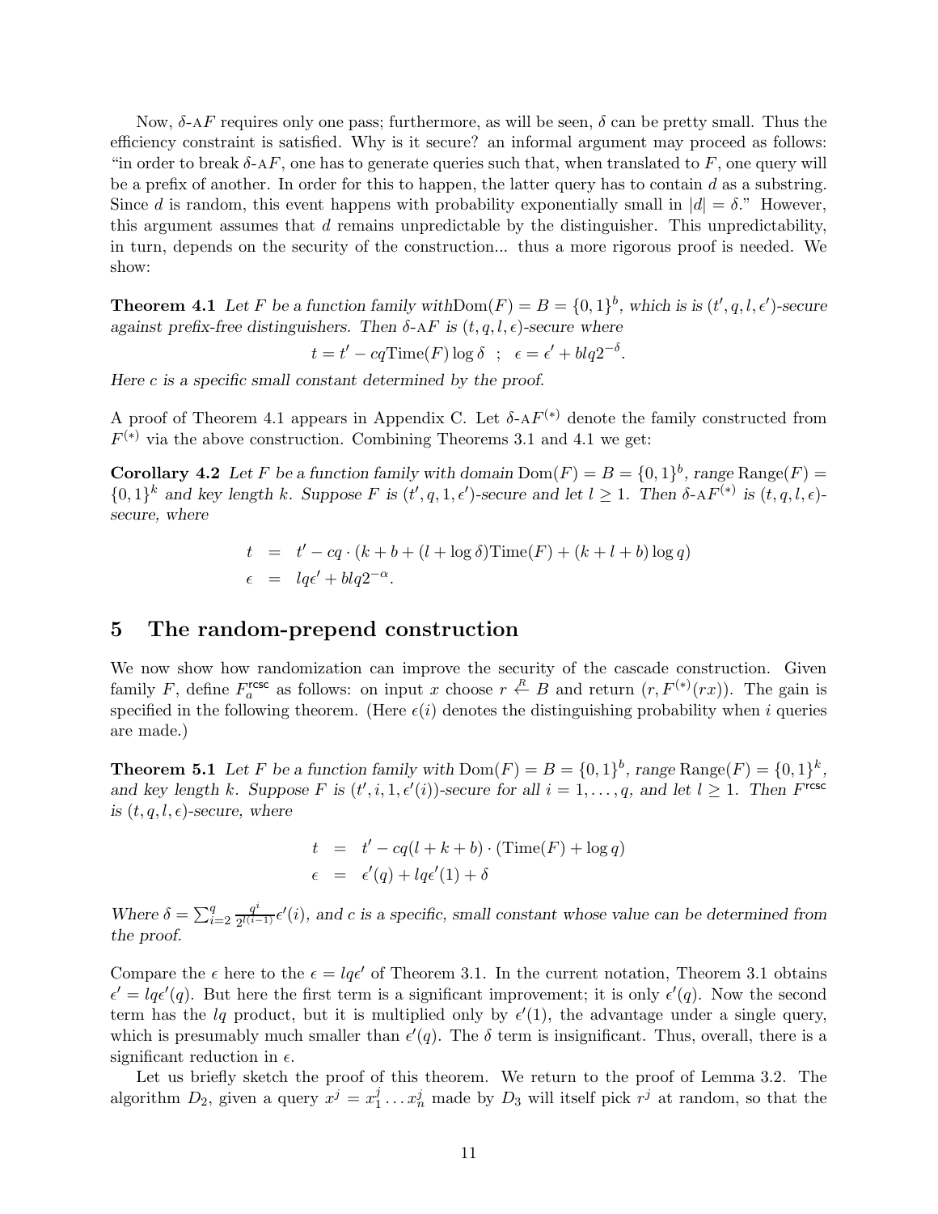Now, $\delta$-A$F$ requires only one pass; furthermore, as will be seen, $\delta$ can be pretty small. Thus the efficiency constraint is satisfied. Why is it secure? an informal argument may proceed as follows: "in order to break $\delta$-A$F$, one has to generate queries such that, when translated to $F$, one query will be a prefix of another. In order for this to happen, the latter query has to contain $d$ as a substring. Since $d$ is random, this event happens with probability exponentially small in $|d| = \delta$." However, this argument assumes that $d$ remains unpredictable by the distinguisher. This unpredictability, in turn, depends on the security of the construction... thus a more rigorous proof is needed. We show:

**Theorem 4.1** *Let $F$ be a function family with*$\mathrm{Dom}(F) = B = \{0,1\}^b$*, which is is $(t', q, l, \epsilon')$-secure against prefix-free distinguishers. Then $\delta$-A$F$ is $(t, q, l, \epsilon)$-secure where*

$$t = t' - cq\mathrm{Time}(F)\log\delta \quad ; \quad \epsilon = \epsilon' + blq2^{-\delta}.$$

*Here $c$ is a specific small constant determined by the proof.*

A proof of Theorem 4.1 appears in Appendix C. Let $\delta$-A$F^{(*)}$ denote the family constructed from $F^{(*)}$ via the above construction. Combining Theorems 3.1 and 4.1 we get:

**Corollary 4.2** *Let $F$ be a function family with domain* $\mathrm{Dom}(F) = B = \{0,1\}^b$*, range* $\mathrm{Range}(F) = \{0,1\}^k$ *and key length $k$. Suppose $F$ is $(t', q, 1, \epsilon')$-secure and let $l \geq 1$. Then $\delta$-A$F^{(*)}$ is $(t, q, l, \epsilon)$-secure, where*

$$\begin{aligned} t &= t' - cq \cdot (k + b + (l + \log\delta)\mathrm{Time}(F) + (k + l + b)\log q) \\ \epsilon &= lq\epsilon' + blq2^{-\alpha}. \end{aligned}$$

# 5 The random-prepend construction

We now show how randomization can improve the security of the cascade construction. Given family $F$, define $F_a^{\mathsf{rcsc}}$ as follows: on input $x$ choose $r \stackrel{R}{\leftarrow} B$ and return $(r, F^{(*)}(rx))$. The gain is specified in the following theorem. (Here $\epsilon(i)$ denotes the distinguishing probability when $i$ queries are made.)

**Theorem 5.1** *Let $F$ be a function family with* $\mathrm{Dom}(F) = B = \{0,1\}^b$*, range* $\mathrm{Range}(F) = \{0,1\}^k$*, and key length $k$. Suppose $F$ is $(t', i, 1, \epsilon'(i))$-secure for all $i = 1, \ldots, q$, and let $l \geq 1$. Then $F^{\mathsf{rcsc}}$ is $(t, q, l, \epsilon)$-secure, where*

$$\begin{aligned} t &= t' - cq(l + k + b) \cdot (\mathrm{Time}(F) + \log q) \\ \epsilon &= \epsilon'(q) + lq\epsilon'(1) + \delta \end{aligned}$$

*Where $\delta = \sum_{i=2}^{q} \frac{q^i}{2^{l(i-1)}}\epsilon'(i)$, and $c$ is a specific, small constant whose value can be determined from the proof.*

Compare the $\epsilon$ here to the $\epsilon = lq\epsilon'$ of Theorem 3.1. In the current notation, Theorem 3.1 obtains $\epsilon' = lq\epsilon'(q)$. But here the first term is a significant improvement; it is only $\epsilon'(q)$. Now the second term has the $lq$ product, but it is multiplied only by $\epsilon'(1)$, the advantage under a single query, which is presumably much smaller than $\epsilon'(q)$. The $\delta$ term is insignificant. Thus, overall, there is a significant reduction in $\epsilon$.

Let us briefly sketch the proof of this theorem. We return to the proof of Lemma 3.2. The algorithm $D_2$, given a query $x^j = x_1^j \ldots x_n^j$ made by $D_3$ will itself pick $r^j$ at random, so that the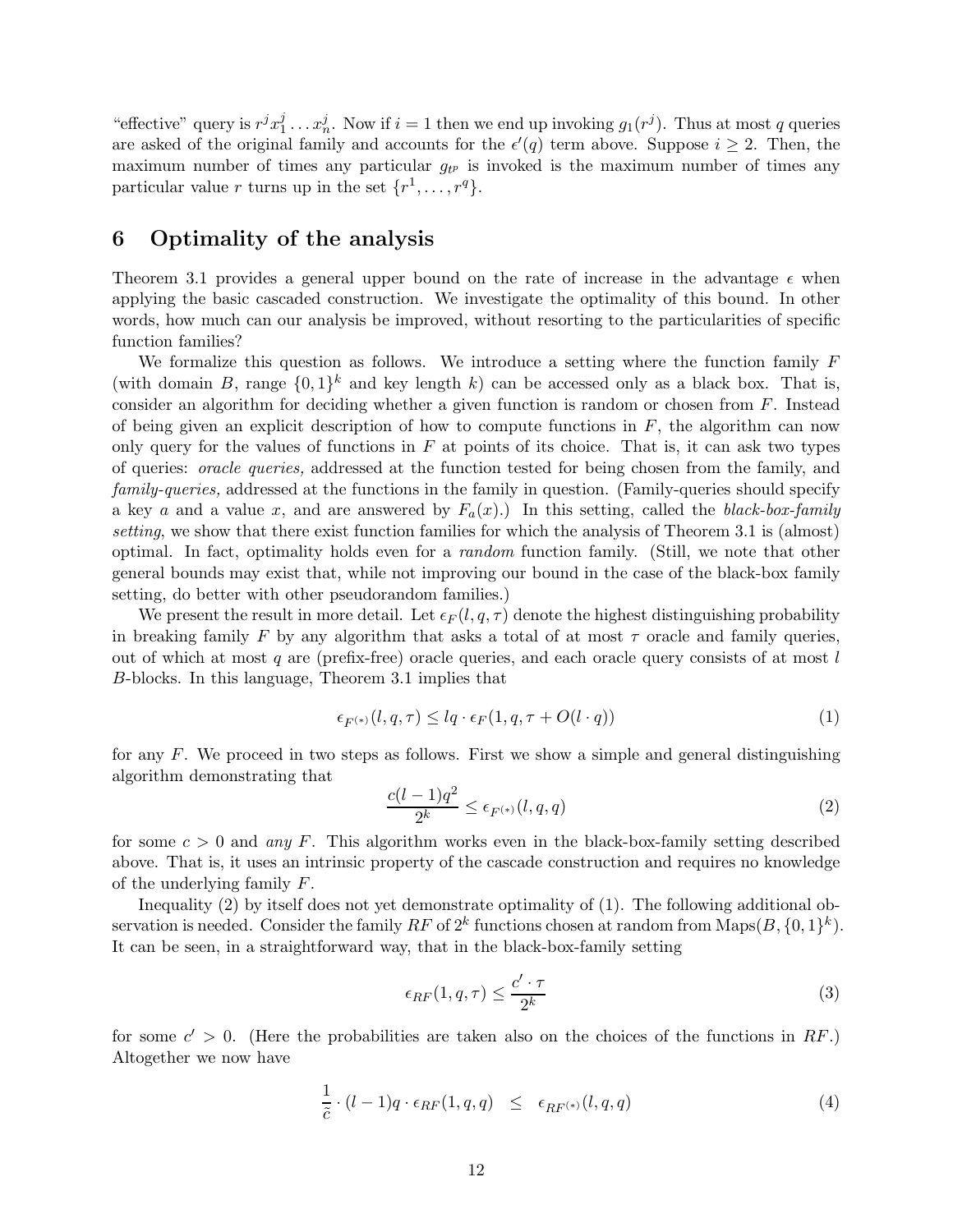"effective" query is $r^j x_1^j \dots x_n^j$. Now if $i = 1$ then we end up invoking $g_1(r^j)$. Thus at most $q$ queries are asked of the original family and accounts for the $\epsilon'(q)$ term above. Suppose $i \geq 2$. Then, the maximum number of times any particular $g_{t^p}$ is invoked is the maximum number of times any particular value $r$ turns up in the set $\{r^1, \dots, r^q\}$.

## 6 Optimality of the analysis

Theorem 3.1 provides a general upper bound on the rate of increase in the advantage $\epsilon$ when applying the basic cascaded construction. We investigate the optimality of this bound. In other words, how much can our analysis be improved, without resorting to the particularities of specific function families?

We formalize this question as follows. We introduce a setting where the function family $F$ (with domain $B$, range $\{0,1\}^k$ and key length $k$) can be accessed only as a black box. That is, consider an algorithm for deciding whether a given function is random or chosen from $F$. Instead of being given an explicit description of how to compute functions in $F$, the algorithm can now only query for the values of functions in $F$ at points of its choice. That is, it can ask two types of queries: *oracle queries,* addressed at the function tested for being chosen from the family, and *family-queries,* addressed at the functions in the family in question. (Family-queries should specify a key $a$ and a value $x$, and are answered by $F_a(x)$.) In this setting, called the *black-box-family setting*, we show that there exist function families for which the analysis of Theorem 3.1 is (almost) optimal. In fact, optimality holds even for a *random* function family. (Still, we note that other general bounds may exist that, while not improving our bound in the case of the black-box family setting, do better with other pseudorandom families.)

We present the result in more detail. Let $\epsilon_F(l, q, \tau)$ denote the highest distinguishing probability in breaking family $F$ by any algorithm that asks a total of at most $\tau$ oracle and family queries, out of which at most $q$ are (prefix-free) oracle queries, and each oracle query consists of at most $l$ $B$-blocks. In this language, Theorem 3.1 implies that

$$\epsilon_{F^{(*)}}(l, q, \tau) \leq lq \cdot \epsilon_F(1, q, \tau + O(l \cdot q)) \tag{1}$$

for any $F$. We proceed in two steps as follows. First we show a simple and general distinguishing algorithm demonstrating that

$$\frac{c(l-1)q^2}{2^k} \leq \epsilon_{F^{(*)}}(l, q, q) \tag{2}$$

for some $c > 0$ and *any* $F$. This algorithm works even in the black-box-family setting described above. That is, it uses an intrinsic property of the cascade construction and requires no knowledge of the underlying family $F$.

Inequality (2) by itself does not yet demonstrate optimality of (1). The following additional observation is needed. Consider the family $RF$ of $2^k$ functions chosen at random from $\text{Maps}(B, \{0,1\}^k)$. It can be seen, in a straightforward way, that in the black-box-family setting

$$\epsilon_{RF}(1, q, \tau) \leq \frac{c' \cdot \tau}{2^k} \tag{3}$$

for some $c' > 0$. (Here the probabilities are taken also on the choices of the functions in $RF$.) Altogether we now have

$$\frac{1}{\tilde{c}} \cdot (l-1)q \cdot \epsilon_{RF}(1, q, q) \quad \leq \quad \epsilon_{RF^{(*)}}(l, q, q) \tag{4}$$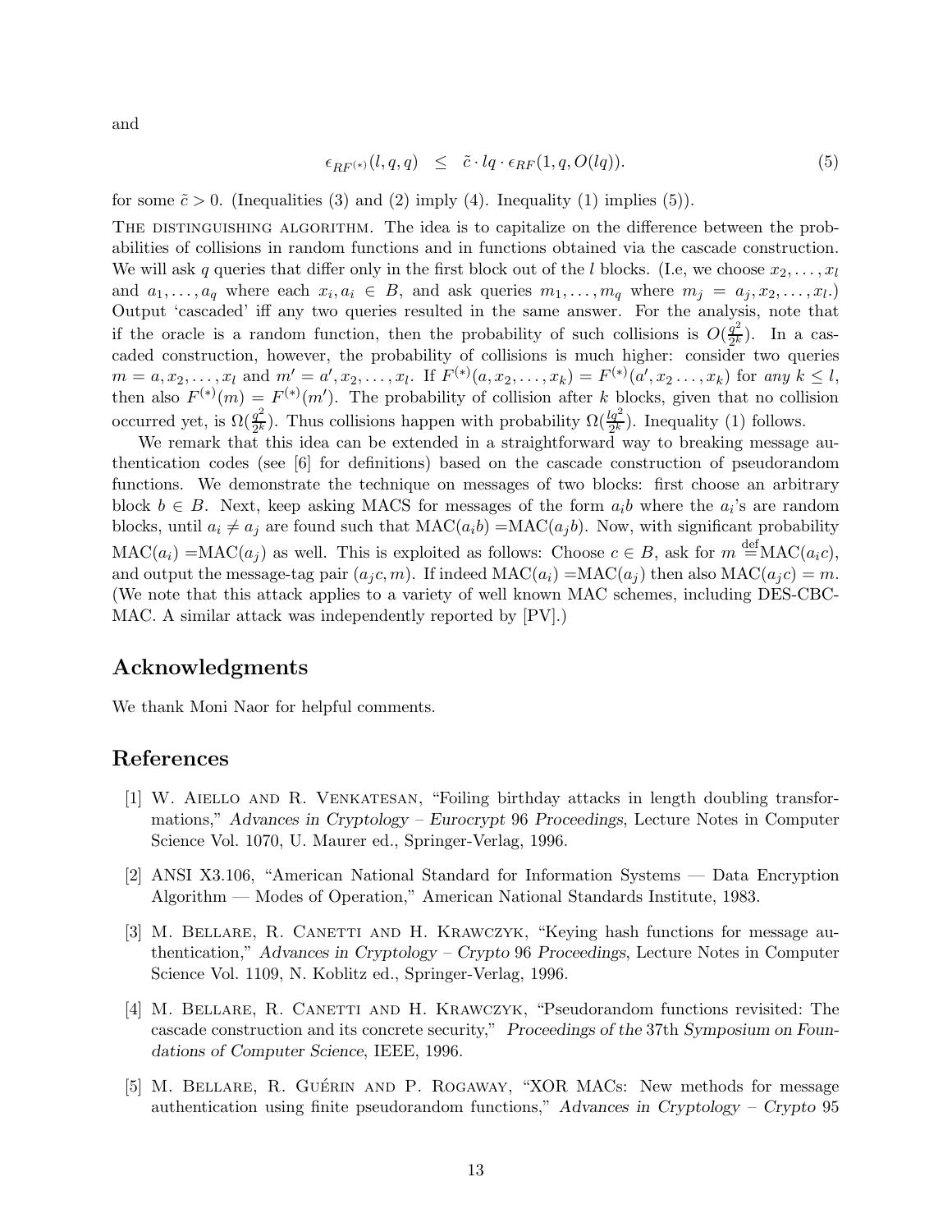and

$$\epsilon_{RF^{(*)}}(l,q,q) \quad \leq \quad \tilde{c} \cdot lq \cdot \epsilon_{RF}(1,q,O(lq)). \tag{5}$$

for some $\tilde{c} > 0$. (Inequalities (3) and (2) imply (4). Inequality (1) implies (5)).

THE DISTINGUISHING ALGORITHM. The idea is to capitalize on the difference between the probabilities of collisions in random functions and in functions obtained via the cascade construction. We will ask $q$ queries that differ only in the first block out of the $l$ blocks. (I.e, we choose $x_2, \ldots, x_l$ and $a_1, \ldots, a_q$ where each $x_i, a_i \in B$, and ask queries $m_1, \ldots, m_q$ where $m_j = a_j, x_2, \ldots, x_l$.) Output 'cascaded' iff any two queries resulted in the same answer. For the analysis, note that if the oracle is a random function, then the probability of such collisions is $O(\frac{q^2}{2^k})$. In a cascaded construction, however, the probability of collisions is much higher: consider two queries $m = a, x_2, \ldots, x_l$ and $m' = a', x_2, \ldots, x_l$. If $F^{(*)}(a, x_2, \ldots, x_k) = F^{(*)}(a', x_2 \ldots, x_k)$ for *any* $k \leq l$, then also $F^{(*)}(m) = F^{(*)}(m')$. The probability of collision after $k$ blocks, given that no collision occurred yet, is $\Omega(\frac{q^2}{2^k})$. Thus collisions happen with probability $\Omega(\frac{lq^2}{2^k})$. Inequality (1) follows.

We remark that this idea can be extended in a straightforward way to breaking message authentication codes (see [6] for definitions) based on the cascade construction of pseudorandom functions. We demonstrate the technique on messages of two blocks: first choose an arbitrary block $b \in B$. Next, keep asking MACS for messages of the form $a_i b$ where the $a_i$'s are random blocks, until $a_i \neq a_j$ are found such that $\text{MAC}(a_i b) = \text{MAC}(a_j b)$. Now, with significant probability $\text{MAC}(a_i) = \text{MAC}(a_j)$ as well. This is exploited as follows: Choose $c \in B$, ask for $m \stackrel{\text{def}}{=} \text{MAC}(a_i c)$, and output the message-tag pair $(a_j c, m)$. If indeed $\text{MAC}(a_i) = \text{MAC}(a_j)$ then also $\text{MAC}(a_j c) = m$. (We note that this attack applies to a variety of well known MAC schemes, including DES-CBC-MAC. A similar attack was independently reported by [PV].)

## Acknowledgments

We thank Moni Naor for helpful comments.

## References

[1] W. Aiello and R. Venkatesan, "Foiling birthday attacks in length doubling transformations," *Advances in Cryptology – Eurocrypt 96 Proceedings*, Lecture Notes in Computer Science Vol. 1070, U. Maurer ed., Springer-Verlag, 1996.

[2] ANSI X3.106, "American National Standard for Information Systems — Data Encryption Algorithm — Modes of Operation," American National Standards Institute, 1983.

[3] M. Bellare, R. Canetti and H. Krawczyk, "Keying hash functions for message authentication," *Advances in Cryptology – Crypto 96 Proceedings*, Lecture Notes in Computer Science Vol. 1109, N. Koblitz ed., Springer-Verlag, 1996.

[4] M. Bellare, R. Canetti and H. Krawczyk, "Pseudorandom functions revisited: The cascade construction and its concrete security," *Proceedings of the 37th Symposium on Foundations of Computer Science*, IEEE, 1996.

[5] M. Bellare, R. Guérin and P. Rogaway, "XOR MACs: New methods for message authentication using finite pseudorandom functions," *Advances in Cryptology – Crypto 95*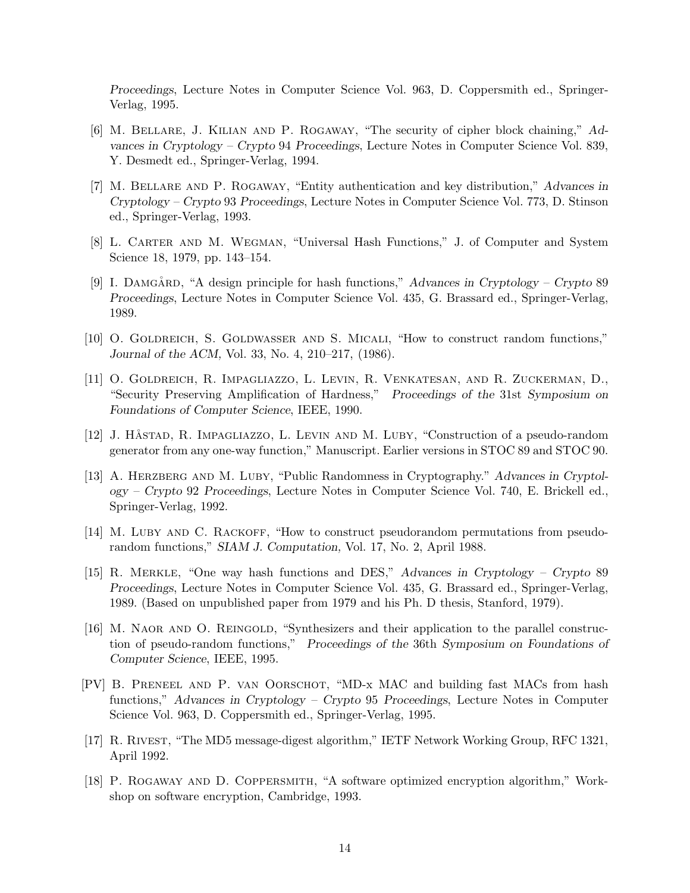*Proceedings*, Lecture Notes in Computer Science Vol. 963, D. Coppersmith ed., Springer-Verlag, 1995.

[6] M. Bellare, J. Kilian and P. Rogaway, "The security of cipher block chaining," *Advances in Cryptology – Crypto 94 Proceedings*, Lecture Notes in Computer Science Vol. 839, Y. Desmedt ed., Springer-Verlag, 1994.

[7] M. Bellare and P. Rogaway, "Entity authentication and key distribution," *Advances in Cryptology – Crypto 93 Proceedings*, Lecture Notes in Computer Science Vol. 773, D. Stinson ed., Springer-Verlag, 1993.

[8] L. Carter and M. Wegman, "Universal Hash Functions," J. of Computer and System Science 18, 1979, pp. 143–154.

[9] I. Damgård, "A design principle for hash functions," *Advances in Cryptology – Crypto 89 Proceedings*, Lecture Notes in Computer Science Vol. 435, G. Brassard ed., Springer-Verlag, 1989.

[10] O. Goldreich, S. Goldwasser and S. Micali, "How to construct random functions," *Journal of the ACM*, Vol. 33, No. 4, 210–217, (1986).

[11] O. Goldreich, R. Impagliazzo, L. Levin, R. Venkatesan, and R. Zuckerman, D., "Security Preserving Amplification of Hardness," *Proceedings of the 31st Symposium on Foundations of Computer Science*, IEEE, 1990.

[12] J. Håstad, R. Impagliazzo, L. Levin and M. Luby, "Construction of a pseudo-random generator from any one-way function," Manuscript. Earlier versions in STOC 89 and STOC 90.

[13] A. Herzberg and M. Luby, "Public Randomness in Cryptography." *Advances in Cryptology – Crypto 92 Proceedings*, Lecture Notes in Computer Science Vol. 740, E. Brickell ed., Springer-Verlag, 1992.

[14] M. Luby and C. Rackoff, "How to construct pseudorandom permutations from pseudorandom functions," *SIAM J. Computation*, Vol. 17, No. 2, April 1988.

[15] R. Merkle, "One way hash functions and DES," *Advances in Cryptology – Crypto 89 Proceedings*, Lecture Notes in Computer Science Vol. 435, G. Brassard ed., Springer-Verlag, 1989. (Based on unpublished paper from 1979 and his Ph. D thesis, Stanford, 1979).

[16] M. Naor and O. Reingold, "Synthesizers and their application to the parallel construction of pseudo-random functions," *Proceedings of the 36th Symposium on Foundations of Computer Science*, IEEE, 1995.

[PV] B. Preneel and P. van Oorschot, "MD-x MAC and building fast MACs from hash functions," *Advances in Cryptology – Crypto 95 Proceedings*, Lecture Notes in Computer Science Vol. 963, D. Coppersmith ed., Springer-Verlag, 1995.

[17] R. Rivest, "The MD5 message-digest algorithm," IETF Network Working Group, RFC 1321, April 1992.

[18] P. Rogaway and D. Coppersmith, "A software optimized encryption algorithm," Workshop on software encryption, Cambridge, 1993.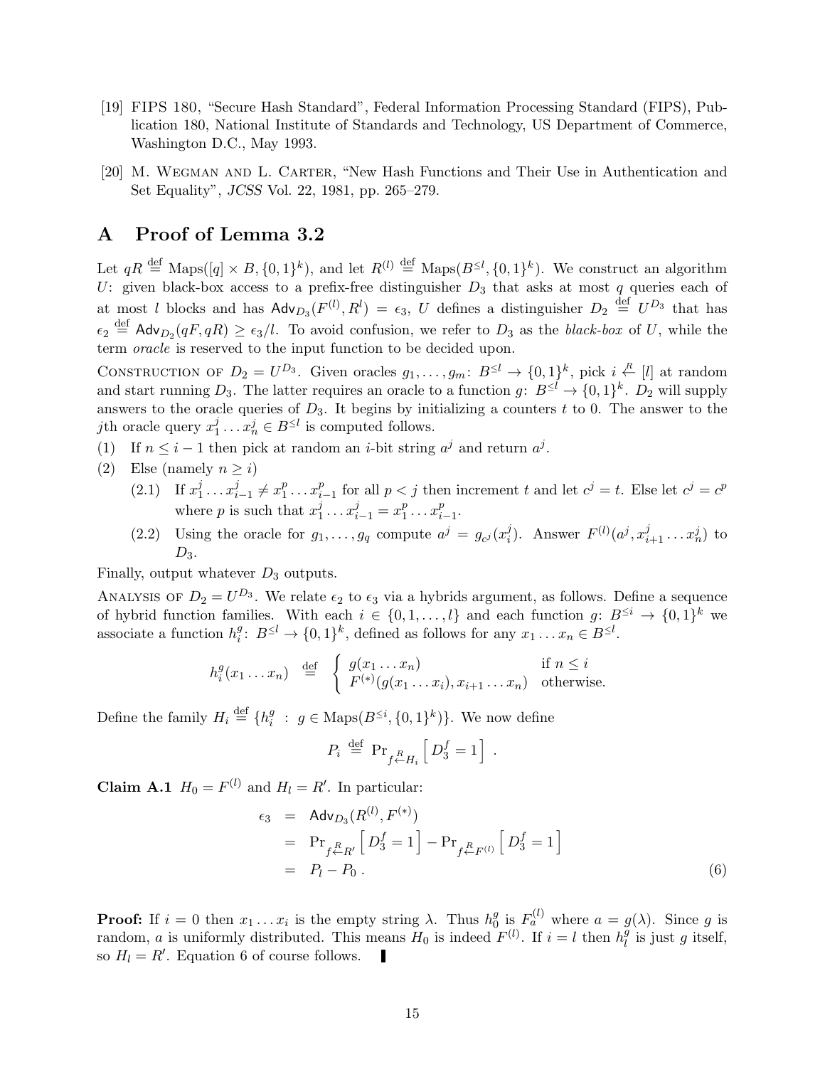[19] FIPS 180, “Secure Hash Standard”, Federal Information Processing Standard (FIPS), Publication 180, National Institute of Standards and Technology, US Department of Commerce, Washington D.C., May 1993.

[20] M. Wegman and L. Carter, “New Hash Functions and Their Use in Authentication and Set Equality”, *JCSS* Vol. 22, 1981, pp. 265–279.

## A Proof of Lemma 3.2

Let $qR \stackrel{\text{def}}{=} \text{Maps}([q] \times B, \{0,1\}^k)$, and let $R^{(l)} \stackrel{\text{def}}{=} \text{Maps}(B^{\leq l}, \{0,1\}^k)$. We construct an algorithm $U$: given black-box access to a prefix-free distinguisher $D_3$ that asks at most $q$ queries each of at most $l$ blocks and has $\mathsf{Adv}_{D_3}(F^{(l)}, R^l) = \epsilon_3$, $U$ defines a distinguisher $D_2 \stackrel{\text{def}}{=} U^{D_3}$ that has $\epsilon_2 \stackrel{\text{def}}{=} \mathsf{Adv}_{D_2}(qF, qR) \geq \epsilon_3/l$. To avoid confusion, we refer to $D_3$ as the *black-box* of $U$, while the term *oracle* is reserved to the input function to be decided upon.

Construction of $D_2 = U^{D_3}$. Given oracles $g_1, \ldots, g_m$: $B^{\leq l} \to \{0,1\}^k$, pick $i \stackrel{R}{\leftarrow} [l]$ at random and start running $D_3$. The latter requires an oracle to a function $g$: $B^{\leq l} \to \{0,1\}^k$. $D_2$ will supply answers to the oracle queries of $D_3$. It begins by initializing a counters $t$ to 0. The answer to the $j$th oracle query $x_1^j \ldots x_n^j \in B^{\leq l}$ is computed follows.

(1) If $n \leq i-1$ then pick at random an $i$-bit string $a^j$ and return $a^j$.

(2) Else (namely $n \geq i$)

  (2.1) If $x_1^j \ldots x_{i-1}^j \neq x_1^p \ldots x_{i-1}^p$ for all $p < j$ then increment $t$ and let $c^j = t$. Else let $c^j = c^p$ where $p$ is such that $x_1^j \ldots x_{i-1}^j = x_1^p \ldots x_{i-1}^p$.

  (2.2) Using the oracle for $g_1, \ldots, g_q$ compute $a^j = g_{c^j}(x_i^j)$. Answer $F^{(l)}(a^j, x_{i+1}^j \ldots x_n^j)$ to $D_3$.

Finally, output whatever $D_3$ outputs.

Analysis of $D_2 = U^{D_3}$. We relate $\epsilon_2$ to $\epsilon_3$ via a hybrids argument, as follows. Define a sequence of hybrid function families. With each $i \in \{0, 1, \ldots, l\}$ and each function $g$: $B^{\leq i} \to \{0,1\}^k$ we associate a function $h_i^g$: $B^{\leq l} \to \{0,1\}^k$, defined as follows for any $x_1 \ldots x_n \in B^{\leq l}$.

$$h_i^g(x_1 \ldots x_n) \stackrel{\text{def}}{=} \begin{cases} g(x_1 \ldots x_n) & \text{if } n \leq i \\ F^{(*)}(g(x_1 \ldots x_i), x_{i+1} \ldots x_n) & \text{otherwise.} \end{cases}$$

Define the family $H_i \stackrel{\text{def}}{=} \{h_i^g \ : \ g \in \text{Maps}(B^{\leq i}, \{0,1\}^k)\}$. We now define

$$P_i \stackrel{\text{def}}{=} \Pr_{f \stackrel{R}{\leftarrow} H_i}\left[ D_3^f = 1 \right] .$$

**Claim A.1** $H_0 = F^{(l)}$ and $H_l = R'$. In particular:

$$\begin{aligned} \epsilon_3 &= \mathsf{Adv}_{D_3}(R^{(l)}, F^{(*)}) \\ &= \Pr_{f \stackrel{R}{\leftarrow} R'}\left[ D_3^f = 1 \right] - \Pr_{f \stackrel{R}{\leftarrow} F^{(l)}}\left[ D_3^f = 1 \right] \\ &= P_l - P_0 \, . \end{aligned} \tag{6}$$

**Proof:** If $i = 0$ then $x_1 \ldots x_i$ is the empty string $\lambda$. Thus $h_0^g$ is $F_a^{(l)}$ where $a = g(\lambda)$. Since $g$ is random, $a$ is uniformly distributed. This means $H_0$ is indeed $F^{(l)}$. If $i = l$ then $h_l^g$ is just $g$ itself, so $H_l = R'$. Equation 6 of course follows. ∎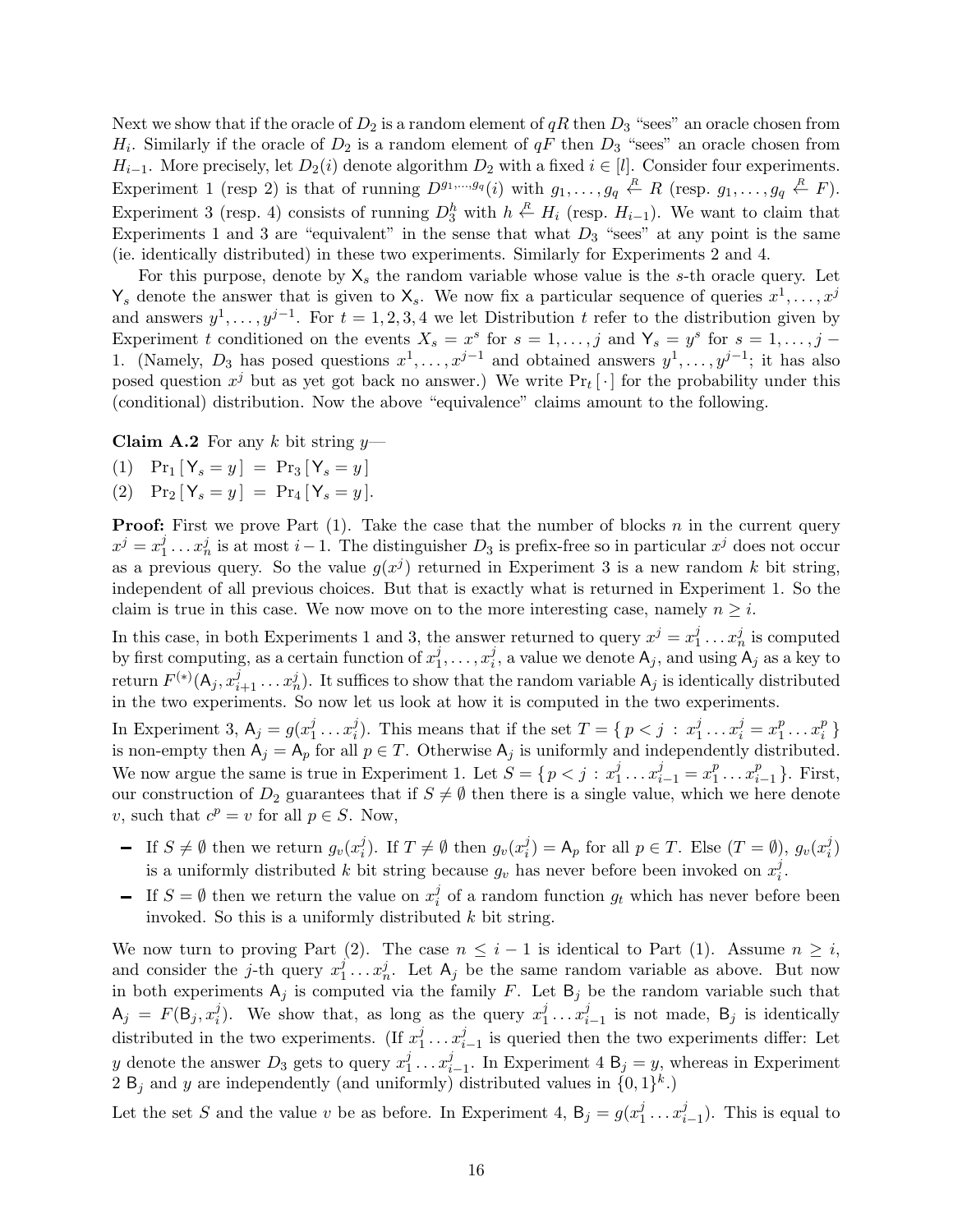Next we show that if the oracle of $D_2$ is a random element of $qR$ then $D_3$ "sees" an oracle chosen from $H_i$. Similarly if the oracle of $D_2$ is a random element of $qF$ then $D_3$ "sees" an oracle chosen from $H_{i-1}$. More precisely, let $D_2(i)$ denote algorithm $D_2$ with a fixed $i \in [l]$. Consider four experiments. Experiment 1 (resp 2) is that of running $D^{g_1,\ldots,g_q}(i)$ with $g_1,\ldots,g_q \stackrel{R}{\leftarrow} R$ (resp. $g_1,\ldots,g_q \stackrel{R}{\leftarrow} F$). Experiment 3 (resp. 4) consists of running $D_3^h$ with $h \stackrel{R}{\leftarrow} H_i$ (resp. $H_{i-1}$). We want to claim that Experiments 1 and 3 are "equivalent" in the sense that what $D_3$ "sees" at any point is the same (ie. identically distributed) in these two experiments. Similarly for Experiments 2 and 4.

For this purpose, denote by $\mathsf{X}_s$ the random variable whose value is the $s$-th oracle query. Let $\mathsf{Y}_s$ denote the answer that is given to $\mathsf{X}_s$. We now fix a particular sequence of queries $x^1,\ldots,x^j$ and answers $y^1,\ldots,y^{j-1}$. For $t = 1,2,3,4$ we let Distribution $t$ refer to the distribution given by Experiment $t$ conditioned on the events $X_s = x^s$ for $s = 1,\ldots,j$ and $\mathsf{Y}_s = y^s$ for $s = 1,\ldots,j-1$. (Namely, $D_3$ has posed questions $x^1,\ldots,x^{j-1}$ and obtained answers $y^1,\ldots,y^{j-1}$; it has also posed question $x^j$ but as yet got back no answer.) We write $\Pr_t[\cdot]$ for the probability under this (conditional) distribution. Now the above "equivalence" claims amount to the following.

**Claim A.2** For any $k$ bit string $y$—

(1) $\Pr_1[\mathsf{Y}_s = y] = \Pr_3[\mathsf{Y}_s = y]$

(2) $\Pr_2[\mathsf{Y}_s = y] = \Pr_4[\mathsf{Y}_s = y]$.

**Proof:** First we prove Part (1). Take the case that the number of blocks $n$ in the current query $x^j = x_1^j \ldots x_n^j$ is at most $i-1$. The distinguisher $D_3$ is prefix-free so in particular $x^j$ does not occur as a previous query. So the value $g(x^j)$ returned in Experiment 3 is a new random $k$ bit string, independent of all previous choices. But that is exactly what is returned in Experiment 1. So the claim is true in this case. We now move on to the more interesting case, namely $n \geq i$.

In this case, in both Experiments 1 and 3, the answer returned to query $x^j = x_1^j \ldots x_n^j$ is computed by first computing, as a certain function of $x_1^j,\ldots,x_i^j$, a value we denote $\mathsf{A}_j$, and using $\mathsf{A}_j$ as a key to return $F^{(*)}(\mathsf{A}_j, x_{i+1}^j \ldots x_n^j)$. It suffices to show that the random variable $\mathsf{A}_j$ is identically distributed in the two experiments. So now let us look at how it is computed in the two experiments.

In Experiment 3, $\mathsf{A}_j = g(x_1^j \ldots x_i^j)$. This means that if the set $T = \{\, p < j \,:\, x_1^j \ldots x_i^j = x_1^p \ldots x_i^p \,\}$ is non-empty then $\mathsf{A}_j = \mathsf{A}_p$ for all $p \in T$. Otherwise $\mathsf{A}_j$ is uniformly and independently distributed. We now argue the same is true in Experiment 1. Let $S = \{\, p < j \,:\, x_1^j \ldots x_{i-1}^j = x_1^p \ldots x_{i-1}^p \,\}$. First, our construction of $D_2$ guarantees that if $S \neq \emptyset$ then there is a single value, which we here denote $v$, such that $c^p = v$ for all $p \in S$. Now,

- If $S \neq \emptyset$ then we return $g_v(x_i^j)$. If $T \neq \emptyset$ then $g_v(x_i^j) = \mathsf{A}_p$ for all $p \in T$. Else ($T = \emptyset$), $g_v(x_i^j)$ is a uniformly distributed $k$ bit string because $g_v$ has never before been invoked on $x_i^j$.
- If $S = \emptyset$ then we return the value on $x_i^j$ of a random function $g_t$ which has never before been invoked. So this is a uniformly distributed $k$ bit string.

We now turn to proving Part (2). The case $n \leq i-1$ is identical to Part (1). Assume $n \geq i$, and consider the $j$-th query $x_1^j \ldots x_n^j$. Let $\mathsf{A}_j$ be the same random variable as above. But now in both experiments $\mathsf{A}_j$ is computed via the family $F$. Let $\mathsf{B}_j$ be the random variable such that $\mathsf{A}_j = F(\mathsf{B}_j, x_i^j)$. We show that, as long as the query $x_1^j \ldots x_{i-1}^j$ is not made, $\mathsf{B}_j$ is identically distributed in the two experiments. (If $x_1^j \ldots x_{i-1}^j$ is queried then the two experiments differ: Let $y$ denote the answer $D_3$ gets to query $x_1^j \ldots x_{i-1}^j$. In Experiment 4 $\mathsf{B}_j = y$, whereas in Experiment 2 $\mathsf{B}_j$ and $y$ are independently (and uniformly) distributed values in $\{0,1\}^k$.)

Let the set $S$ and the value $v$ be as before. In Experiment 4, $\mathsf{B}_j = g(x_1^j \ldots x_{i-1}^j)$. This is equal to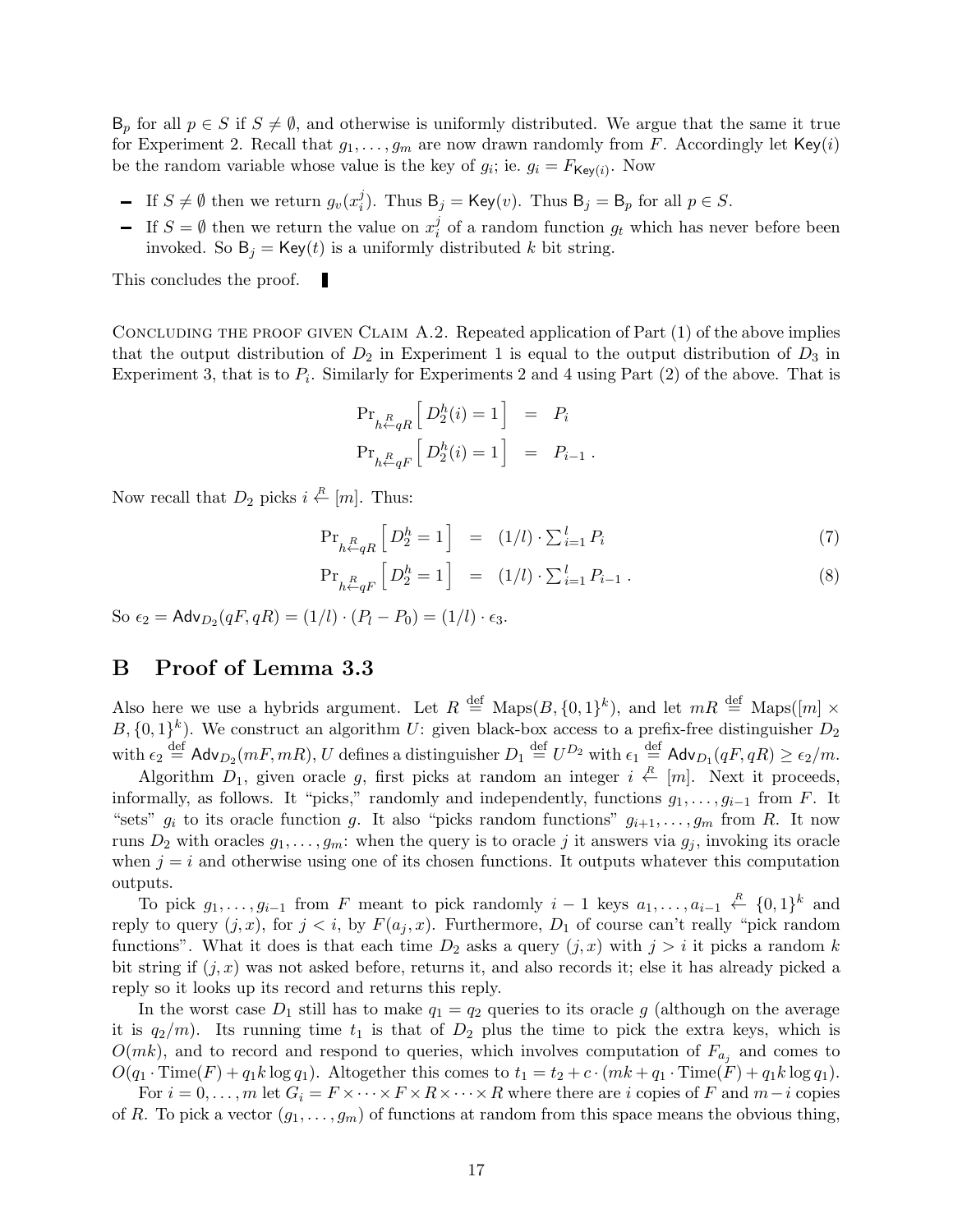$\mathsf{B}_p$ for all $p \in S$ if $S \neq \emptyset$, and otherwise is uniformly distributed. We argue that the same it true for Experiment 2. Recall that $g_1, \ldots, g_m$ are now drawn randomly from $F$. Accordingly let $\mathsf{Key}(i)$ be the random variable whose value is the key of $g_i$; ie. $g_i = F_{\mathsf{Key}(i)}$. Now

- If $S \neq \emptyset$ then we return $g_v(x_i^j)$. Thus $\mathsf{B}_j = \mathsf{Key}(v)$. Thus $\mathsf{B}_j = \mathsf{B}_p$ for all $p \in S$.
- If $S = \emptyset$ then we return the value on $x_i^j$ of a random function $g_t$ which has never before been invoked. So $\mathsf{B}_j = \mathsf{Key}(t)$ is a uniformly distributed $k$ bit string.

This concludes the proof. ∎

Concluding the proof given Claim A.2. Repeated application of Part (1) of the above implies that the output distribution of $D_2$ in Experiment 1 is equal to the output distribution of $D_3$ in Experiment 3, that is to $P_i$. Similarly for Experiments 2 and 4 using Part (2) of the above. That is

$$\Pr_{h \stackrel{R}{\leftarrow} qR}\left[\, D_2^h(i) = 1 \,\right] \;=\; P_i$$
$$\Pr_{h \stackrel{R}{\leftarrow} qF}\left[\, D_2^h(i) = 1 \,\right] \;=\; P_{i-1}\ .$$

Now recall that $D_2$ picks $i \stackrel{R}{\leftarrow} [m]$. Thus:

$$\Pr_{h \stackrel{R}{\leftarrow} qR}\left[\, D_2^h = 1 \,\right] \;=\; (1/l) \cdot \textstyle\sum_{i=1}^{l} P_i \tag{7}$$
$$\Pr_{h \stackrel{R}{\leftarrow} qF}\left[\, D_2^h = 1 \,\right] \;=\; (1/l) \cdot \textstyle\sum_{i=1}^{l} P_{i-1}\ . \tag{8}$$

So $\epsilon_2 = \mathsf{Adv}_{D_2}(qF, qR) = (1/l) \cdot (P_l - P_0) = (1/l) \cdot \epsilon_3$.

## B Proof of Lemma 3.3

Also here we use a hybrids argument. Let $R \stackrel{\text{def}}{=} \text{Maps}(B, \{0,1\}^k)$, and let $mR \stackrel{\text{def}}{=} \text{Maps}([m] \times B, \{0,1\}^k)$. We construct an algorithm $U$: given black-box access to a prefix-free distinguisher $D_2$ with $\epsilon_2 \stackrel{\text{def}}{=} \mathsf{Adv}_{D_2}(mF, mR)$, $U$ defines a distinguisher $D_1 \stackrel{\text{def}}{=} U^{D_2}$ with $\epsilon_1 \stackrel{\text{def}}{=} \mathsf{Adv}_{D_1}(qF, qR) \geq \epsilon_2/m$.

Algorithm $D_1$, given oracle $g$, first picks at random an integer $i \stackrel{R}{\leftarrow} [m]$. Next it proceeds, informally, as follows. It "picks," randomly and independently, functions $g_1, \ldots, g_{i-1}$ from $F$. It "sets" $g_i$ to its oracle function $g$. It also "picks random functions" $g_{i+1}, \ldots, g_m$ from $R$. It now runs $D_2$ with oracles $g_1, \ldots, g_m$: when the query is to oracle $j$ it answers via $g_j$, invoking its oracle when $j = i$ and otherwise using one of its chosen functions. It outputs whatever this computation outputs.

To pick $g_1, \ldots, g_{i-1}$ from $F$ meant to pick randomly $i-1$ keys $a_1, \ldots, a_{i-1} \stackrel{R}{\leftarrow} \{0,1\}^k$ and reply to query $(j, x)$, for $j < i$, by $F(a_j, x)$. Furthermore, $D_1$ of course can't really "pick random functions". What it does is that each time $D_2$ asks a query $(j, x)$ with $j > i$ it picks a random $k$ bit string if $(j, x)$ was not asked before, returns it, and also records it; else it has already picked a reply so it looks up its record and returns this reply.

In the worst case $D_1$ still has to make $q_1 = q_2$ queries to its oracle $g$ (although on the average it is $q_2/m$). Its running time $t_1$ is that of $D_2$ plus the time to pick the extra keys, which is $O(mk)$, and to record and respond to queries, which involves computation of $F_{a_j}$ and comes to $O(q_1 \cdot \text{Time}(F) + q_1 k \log q_1)$. Altogether this comes to $t_1 = t_2 + c \cdot (mk + q_1 \cdot \text{Time}(F) + q_1 k \log q_1)$.

For $i = 0, \ldots, m$ let $G_i = F \times \cdots \times F \times R \times \cdots \times R$ where there are $i$ copies of $F$ and $m-i$ copies of $R$. To pick a vector $(g_1, \ldots, g_m)$ of functions at random from this space means the obvious thing,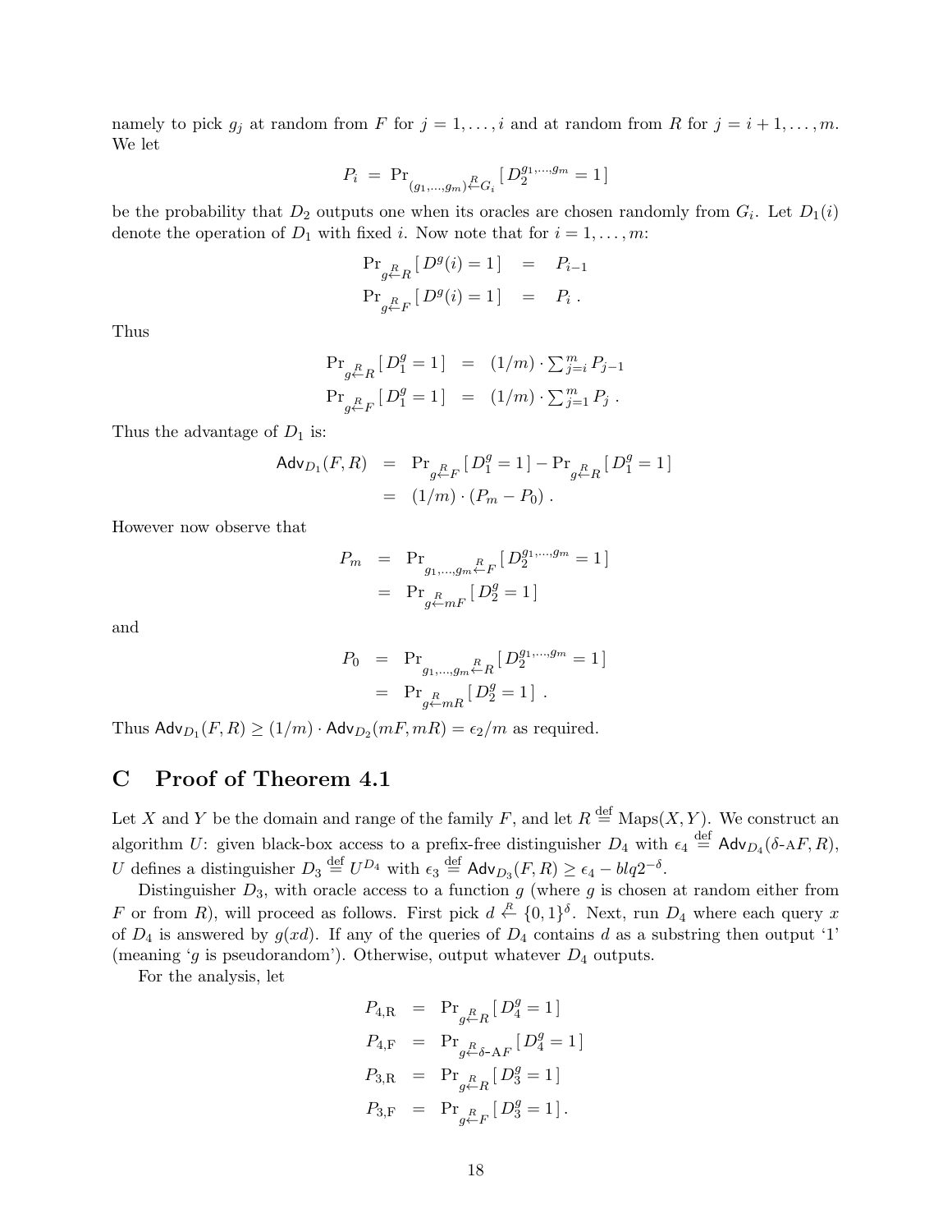namely to pick $g_j$ at random from $F$ for $j = 1, \ldots, i$ and at random from $R$ for $j = i+1, \ldots, m$. We let

$$P_i \;=\; \Pr_{(g_1,\ldots,g_m) \stackrel{R}{\leftarrow} G_i} [\, D_2^{g_1,\ldots,g_m} = 1 \,]$$

be the probability that $D_2$ outputs one when its oracles are chosen randomly from $G_i$. Let $D_1(i)$ denote the operation of $D_1$ with fixed $i$. Now note that for $i = 1, \ldots, m$:

$$\begin{aligned} \Pr_{g \stackrel{R}{\leftarrow} R} [\, D^g(i) = 1 \,] &= P_{i-1} \\ \Pr_{g \stackrel{R}{\leftarrow} F} [\, D^g(i) = 1 \,] &= P_i \ . \end{aligned}$$

Thus

$$\begin{aligned} \Pr_{g \stackrel{R}{\leftarrow} R} [\, D_1^g = 1 \,] &= (1/m) \cdot \textstyle\sum_{j=i}^{m} P_{j-1} \\ \Pr_{g \stackrel{R}{\leftarrow} F} [\, D_1^g = 1 \,] &= (1/m) \cdot \textstyle\sum_{j=1}^{m} P_j \ . \end{aligned}$$

Thus the advantage of $D_1$ is:

$$\begin{aligned} \mathsf{Adv}_{D_1}(F, R) &= \Pr_{g \stackrel{R}{\leftarrow} F} [\, D_1^g = 1 \,] - \Pr_{g \stackrel{R}{\leftarrow} R} [\, D_1^g = 1 \,] \\ &= (1/m) \cdot (P_m - P_0) \ . \end{aligned}$$

However now observe that

$$\begin{aligned} P_m &= \Pr_{g_1,\ldots,g_m \stackrel{R}{\leftarrow} F} [\, D_2^{g_1,\ldots,g_m} = 1 \,] \\ &= \Pr_{g \stackrel{R}{\leftarrow} mF} [\, D_2^g = 1 \,] \end{aligned}$$

and

$$\begin{aligned} P_0 &= \Pr_{g_1,\ldots,g_m \stackrel{R}{\leftarrow} R} [\, D_2^{g_1,\ldots,g_m} = 1 \,] \\ &= \Pr_{g \stackrel{R}{\leftarrow} mR} [\, D_2^g = 1 \,] \ . \end{aligned}$$

Thus $\mathsf{Adv}_{D_1}(F, R) \geq (1/m) \cdot \mathsf{Adv}_{D_2}(mF, mR) = \epsilon_2 / m$ as required.

## C Proof of Theorem 4.1

Let $X$ and $Y$ be the domain and range of the family $F$, and let $R \stackrel{\text{def}}{=} \text{Maps}(X, Y)$. We construct an algorithm $U$: given black-box access to a prefix-free distinguisher $D_4$ with $\epsilon_4 \stackrel{\text{def}}{=} \mathsf{Adv}_{D_4}(\delta\text{-A}F, R)$, $U$ defines a distinguisher $D_3 \stackrel{\text{def}}{=} U^{D_4}$ with $\epsilon_3 \stackrel{\text{def}}{=} \mathsf{Adv}_{D_3}(F, R) \geq \epsilon_4 - blq2^{-\delta}$.

Distinguisher $D_3$, with oracle access to a function $g$ (where $g$ is chosen at random either from $F$ or from $R$), will proceed as follows. First pick $d \stackrel{R}{\leftarrow} \{0,1\}^\delta$. Next, run $D_4$ where each query $x$ of $D_4$ is answered by $g(xd)$. If any of the queries of $D_4$ contains $d$ as a substring then output '1' (meaning '$g$ is pseudorandom'). Otherwise, output whatever $D_4$ outputs.

For the analysis, let

$$\begin{aligned} P_{4,\text{R}} &= \Pr_{g \stackrel{R}{\leftarrow} R} [\, D_4^g = 1 \,] \\ P_{4,\text{F}} &= \Pr_{g \stackrel{R}{\leftarrow} \delta\text{-A}F} [\, D_4^g = 1 \,] \\ P_{3,\text{R}} &= \Pr_{g \stackrel{R}{\leftarrow} R} [\, D_3^g = 1 \,] \\ P_{3,\text{F}} &= \Pr_{g \stackrel{R}{\leftarrow} F} [\, D_3^g = 1 \,] . \end{aligned}$$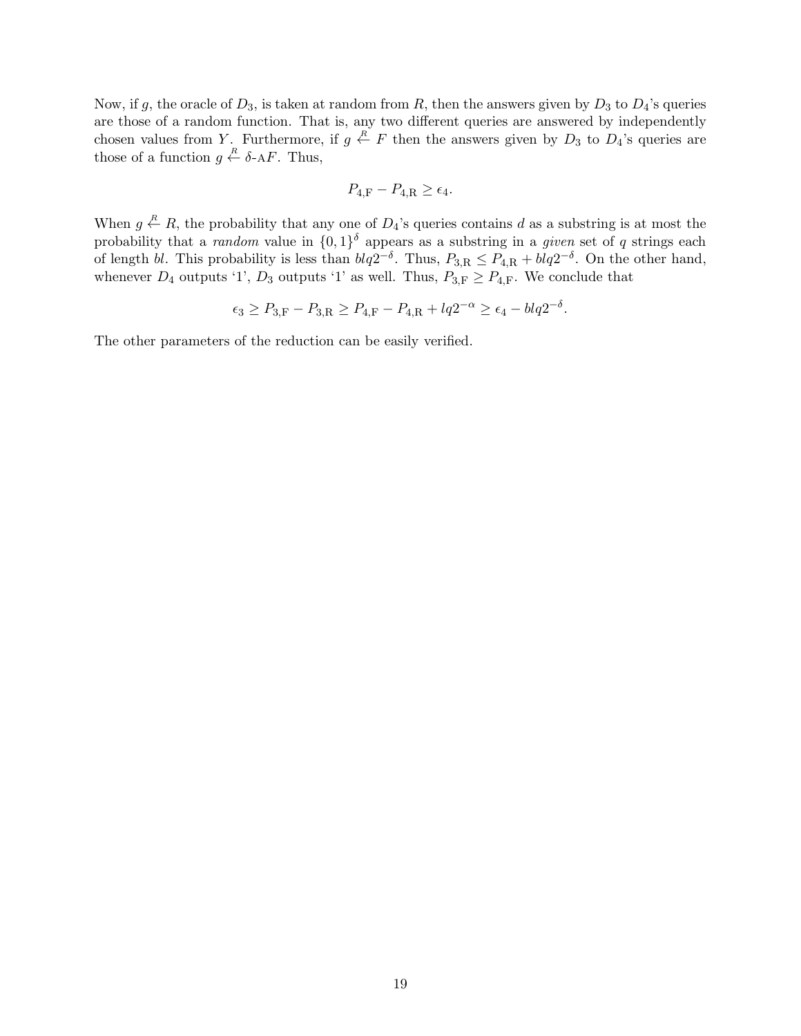Now, if $g$, the oracle of $D_3$, is taken at random from $R$, then the answers given by $D_3$ to $D_4$'s queries are those of a random function. That is, any two different queries are answered by independently chosen values from $Y$. Furthermore, if $g \stackrel{R}{\leftarrow} F$ then the answers given by $D_3$ to $D_4$'s queries are those of a function $g \stackrel{R}{\leftarrow} \delta\text{-}\mathrm{A}F$. Thus,

$$P_{4,\mathrm{F}} - P_{4,\mathrm{R}} \geq \epsilon_4.$$

When $g \stackrel{R}{\leftarrow} R$, the probability that any one of $D_4$'s queries contains $d$ as a substring is at most the probability that a *random* value in $\{0,1\}^\delta$ appears as a substring in a *given* set of $q$ strings each of length $bl$. This probability is less than $blq2^{-\delta}$. Thus, $P_{3,\mathrm{R}} \leq P_{4,\mathrm{R}} + blq2^{-\delta}$. On the other hand, whenever $D_4$ outputs '1', $D_3$ outputs '1' as well. Thus, $P_{3,\mathrm{F}} \geq P_{4,\mathrm{F}}$. We conclude that

$$\epsilon_3 \geq P_{3,\mathrm{F}} - P_{3,\mathrm{R}} \geq P_{4,\mathrm{F}} - P_{4,\mathrm{R}} + lq2^{-\alpha} \geq \epsilon_4 - blq2^{-\delta}.$$

The other parameters of the reduction can be easily verified.